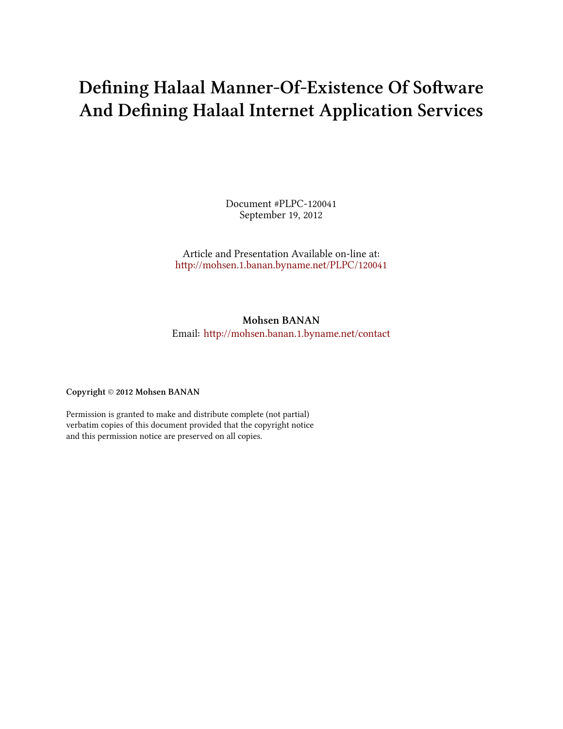# Defining Halaal Manner-Of-Existence Of Software And Defining Halaal Internet Application Services

Document #PLPC-120041
September 19, 2012

Article and Presentation Available on-line at:
http://mohsen.1.banan.byname.net/PLPC/120041

**Mohsen BANAN**
Email: http://mohsen.banan.1.byname.net/contact

**Copyright © 2012 Mohsen BANAN**

Permission is granted to make and distribute complete (not partial) verbatim copies of this document provided that the copyright notice and this permission notice are preserved on all copies.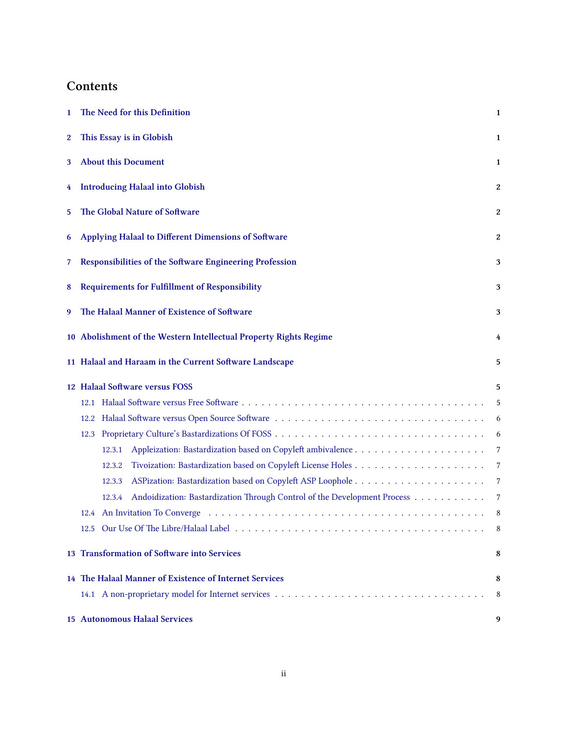# Contents

1 The Need for this Definition 1

2 This Essay is in Globish 1

3 About this Document 1

4 Introducing Halaal into Globish 2

5 The Global Nature of Software 2

6 Applying Halaal to Different Dimensions of Software 2

7 Responsibilities of the Software Engineering Profession 3

8 Requirements for Fulfillment of Responsibility 3

9 The Halaal Manner of Existence of Software 3

10 Abolishment of the Western Intellectual Property Rights Regime 4

11 Halaal and Haraam in the Current Software Landscape 5

12 Halaal Software versus FOSS 5

- 12.1 Halaal Software versus Free Software . . . . . . . . . . . . . . . . . . . . . . . . . . . . . . . . . . . . 5
- 12.2 Halaal Software versus Open Source Software . . . . . . . . . . . . . . . . . . . . . . . . . . . . . . . 6
- 12.3 Proprietary Culture's Bastardizations Of FOSS . . . . . . . . . . . . . . . . . . . . . . . . . . . . . . 6
  - 12.3.1 Appleization: Bastardization based on Copyleft ambivalence . . . . . . . . . . . . . . . . . . . . 7
  - 12.3.2 Tivoization: Bastardization based on Copyleft License Holes . . . . . . . . . . . . . . . . . . . . 7
  - 12.3.3 ASPization: Bastardization based on Copyleft ASP Loophole . . . . . . . . . . . . . . . . . . . . 7
  - 12.3.4 Andoidization: Bastardization Through Control of the Development Process . . . . . . . . . . . 7
- 12.4 An Invitation To Converge . . . . . . . . . . . . . . . . . . . . . . . . . . . . . . . . . . . . . . . . 8
- 12.5 Our Use Of The Libre/Halaal Label . . . . . . . . . . . . . . . . . . . . . . . . . . . . . . . . . . . 8

13 Transformation of Software into Services 8

14 The Halaal Manner of Existence of Internet Services 8

- 14.1 A non-proprietary model for Internet services . . . . . . . . . . . . . . . . . . . . . . . . . . . . . . 8

15 Autonomous Halaal Services 9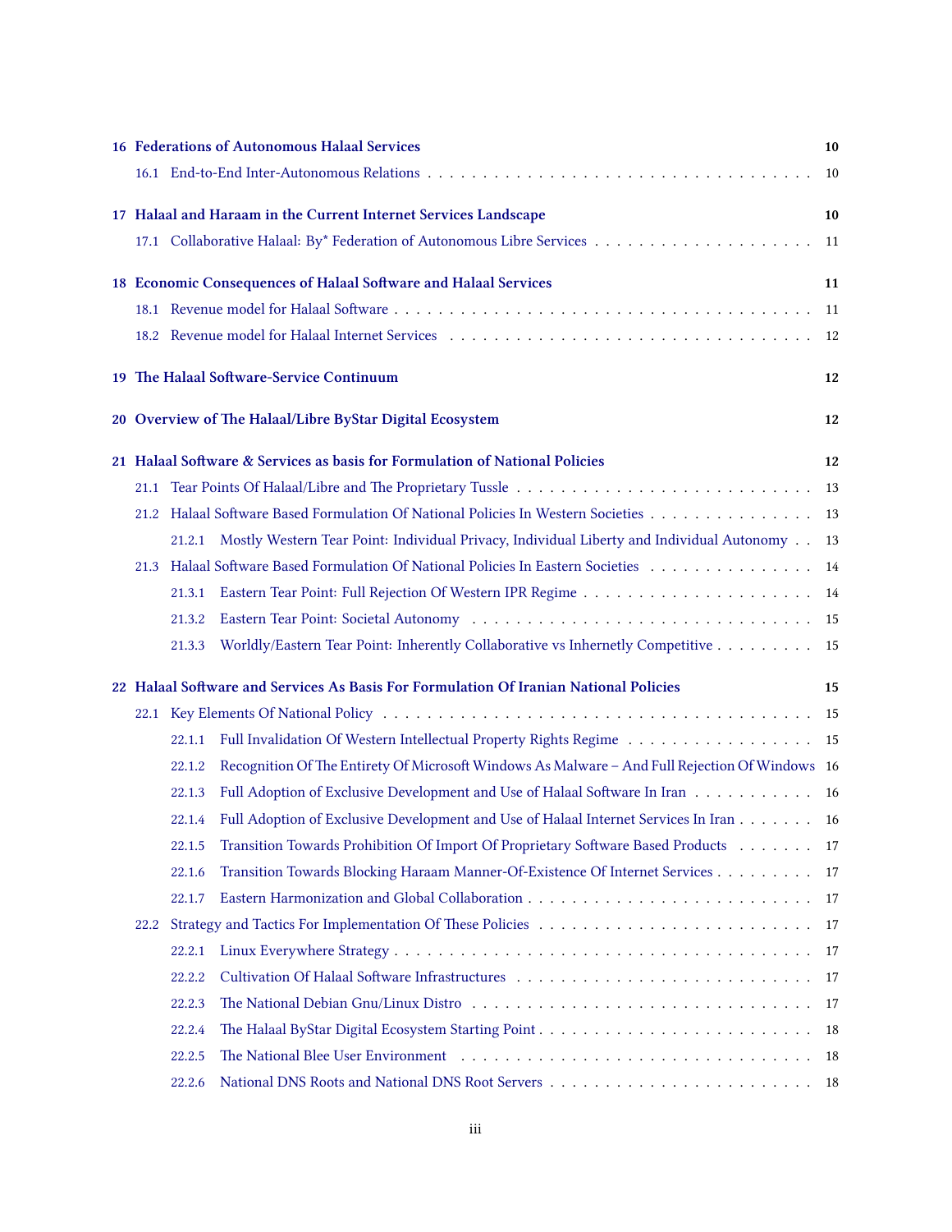16 Federations of Autonomous Halaal Services — 10
- 16.1 End-to-End Inter-Autonomous Relations — 10

17 Halaal and Haraam in the Current Internet Services Landscape — 10
- 17.1 Collaborative Halaal: By* Federation of Autonomous Libre Services — 11

18 Economic Consequences of Halaal Software and Halaal Services — 11
- 18.1 Revenue model for Halaal Software — 11
- 18.2 Revenue model for Halaal Internet Services — 12

19 The Halaal Software-Service Continuum — 12

20 Overview of The Halaal/Libre ByStar Digital Ecosystem — 12

21 Halaal Software & Services as basis for Formulation of National Policies — 12
- 21.1 Tear Points Of Halaal/Libre and The Proprietary Tussle — 13
- 21.2 Halaal Software Based Formulation Of National Policies In Western Societies — 13
  - 21.2.1 Mostly Western Tear Point: Individual Privacy, Individual Liberty and Individual Autonomy — 13
- 21.3 Halaal Software Based Formulation Of National Policies In Eastern Societies — 14
  - 21.3.1 Eastern Tear Point: Full Rejection Of Western IPR Regime — 14
  - 21.3.2 Eastern Tear Point: Societal Autonomy — 15
  - 21.3.3 Worldly/Eastern Tear Point: Inherently Collaborative vs Inhernetly Competitive — 15

22 Halaal Software and Services As Basis For Formulation Of Iranian National Policies — 15
- 22.1 Key Elements Of National Policy — 15
  - 22.1.1 Full Invalidation Of Western Intellectual Property Rights Regime — 15
  - 22.1.2 Recognition Of The Entirety Of Microsoft Windows As Malware – And Full Rejection Of Windows — 16
  - 22.1.3 Full Adoption of Exclusive Development and Use of Halaal Software In Iran — 16
  - 22.1.4 Full Adoption of Exclusive Development and Use of Halaal Internet Services In Iran — 16
  - 22.1.5 Transition Towards Prohibition Of Import Of Proprietary Software Based Products — 17
  - 22.1.6 Transition Towards Blocking Haraam Manner-Of-Existence Of Internet Services — 17
  - 22.1.7 Eastern Harmonization and Global Collaboration — 17
- 22.2 Strategy and Tactics For Implementation Of These Policies — 17
  - 22.2.1 Linux Everywhere Strategy — 17
  - 22.2.2 Cultivation Of Halaal Software Infrastructures — 17
  - 22.2.3 The National Debian Gnu/Linux Distro — 17
  - 22.2.4 The Halaal ByStar Digital Ecosystem Starting Point — 18
  - 22.2.5 The National Blee User Environment — 18
  - 22.2.6 National DNS Roots and National DNS Root Servers — 18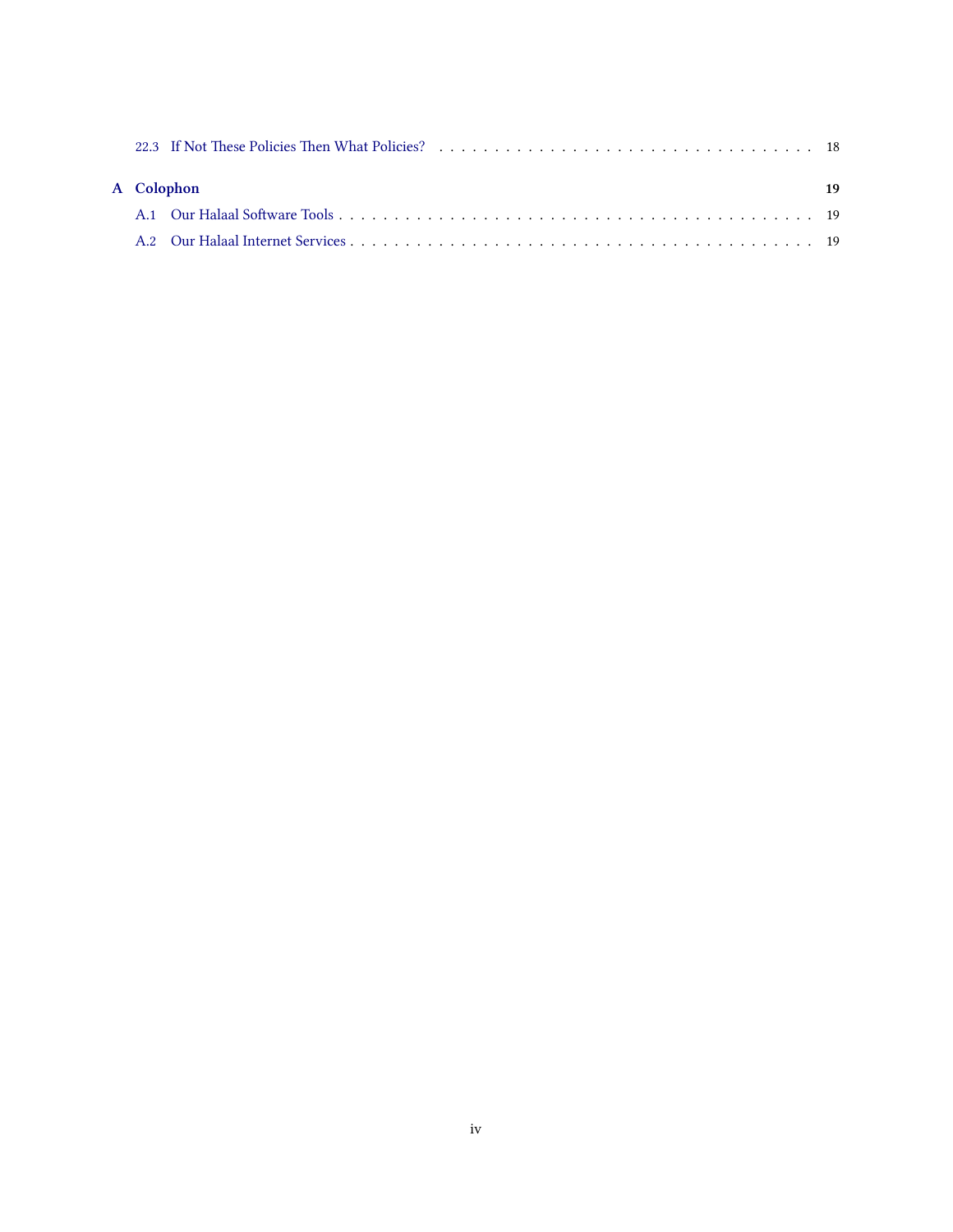- 22.3 If Not These Policies Then What Policies? . . . . . . . . . . 18

**A Colophon** **19**

- A.1 Our Halaal Software Tools . . . . . . . . . . 19
- A.2 Our Halaal Internet Services . . . . . . . . . . 19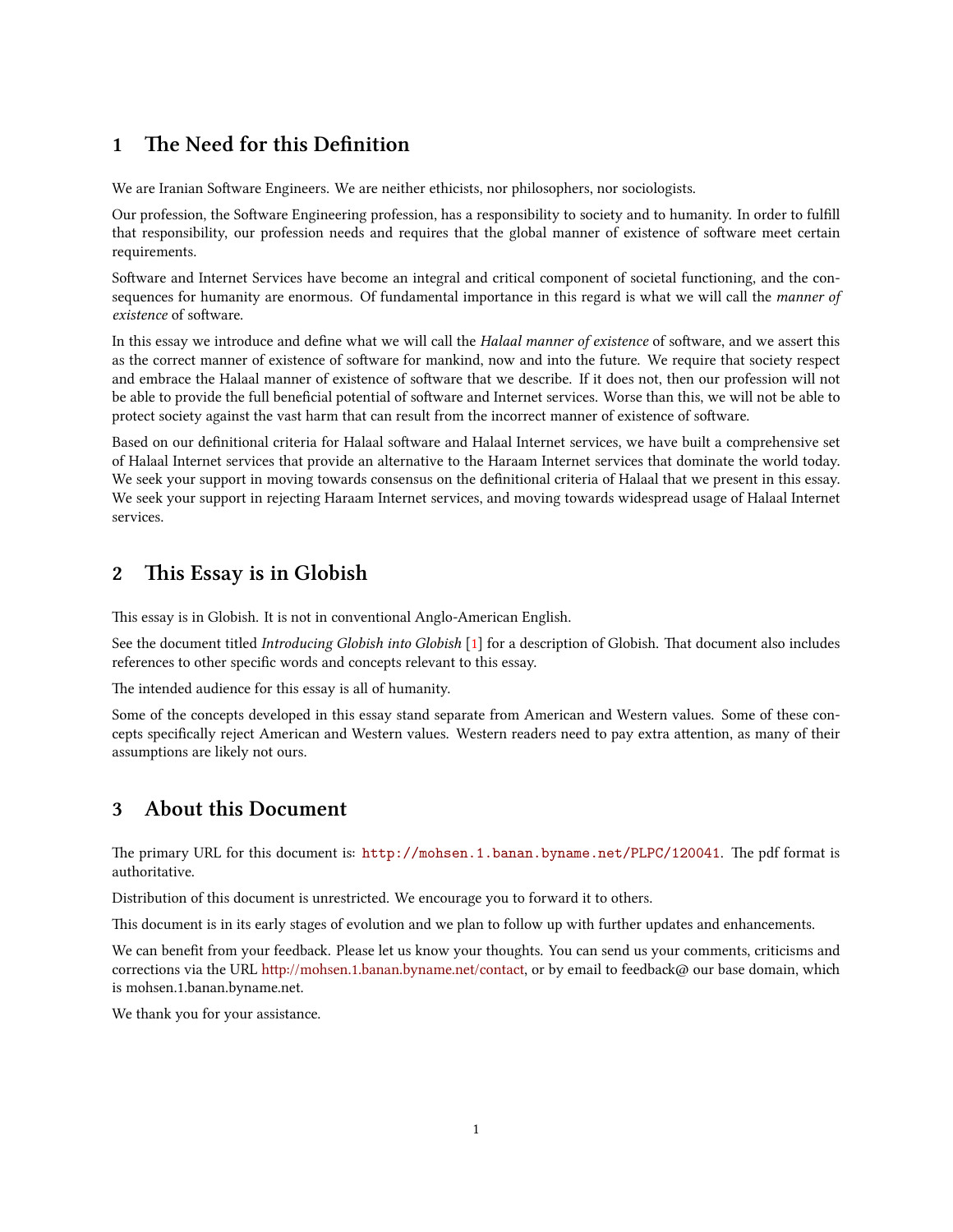## 1 The Need for this Definition

We are Iranian Software Engineers. We are neither ethicists, nor philosophers, nor sociologists.

Our profession, the Software Engineering profession, has a responsibility to society and to humanity. In order to fulfill that responsibility, our profession needs and requires that the global manner of existence of software meet certain requirements.

Software and Internet Services have become an integral and critical component of societal functioning, and the consequences for humanity are enormous. Of fundamental importance in this regard is what we will call the *manner of existence* of software.

In this essay we introduce and define what we will call the *Halaal manner of existence* of software, and we assert this as the correct manner of existence of software for mankind, now and into the future. We require that society respect and embrace the Halaal manner of existence of software that we describe. If it does not, then our profession will not be able to provide the full beneficial potential of software and Internet services. Worse than this, we will not be able to protect society against the vast harm that can result from the incorrect manner of existence of software.

Based on our definitional criteria for Halaal software and Halaal Internet services, we have built a comprehensive set of Halaal Internet services that provide an alternative to the Haraam Internet services that dominate the world today. We seek your support in moving towards consensus on the definitional criteria of Halaal that we present in this essay. We seek your support in rejecting Haraam Internet services, and moving towards widespread usage of Halaal Internet services.

## 2 This Essay is in Globish

This essay is in Globish. It is not in conventional Anglo-American English.

See the document titled *Introducing Globish into Globish* [1] for a description of Globish. That document also includes references to other specific words and concepts relevant to this essay.

The intended audience for this essay is all of humanity.

Some of the concepts developed in this essay stand separate from American and Western values. Some of these concepts specifically reject American and Western values. Western readers need to pay extra attention, as many of their assumptions are likely not ours.

## 3 About this Document

The primary URL for this document is: `http://mohsen.1.banan.byname.net/PLPC/120041`. The pdf format is authoritative.

Distribution of this document is unrestricted. We encourage you to forward it to others.

This document is in its early stages of evolution and we plan to follow up with further updates and enhancements.

We can benefit from your feedback. Please let us know your thoughts. You can send us your comments, criticisms and corrections via the URL http://mohsen.1.banan.byname.net/contact, or by email to feedback@ our base domain, which is mohsen.1.banan.byname.net.

We thank you for your assistance.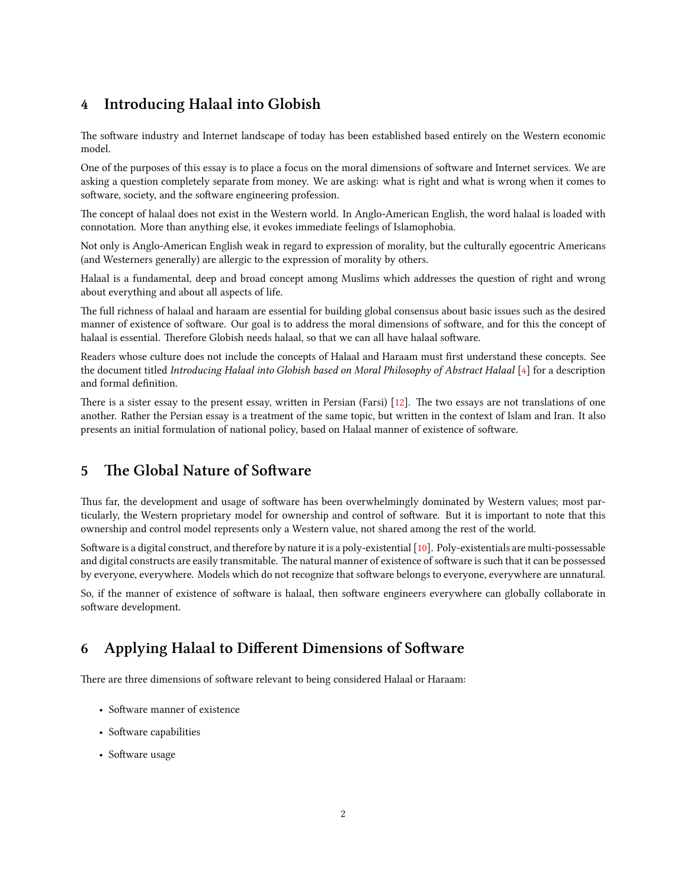## 4 Introducing Halaal into Globish

The software industry and Internet landscape of today has been established based entirely on the Western economic model.

One of the purposes of this essay is to place a focus on the moral dimensions of software and Internet services. We are asking a question completely separate from money. We are asking: what is right and what is wrong when it comes to software, society, and the software engineering profession.

The concept of halaal does not exist in the Western world. In Anglo-American English, the word halaal is loaded with connotation. More than anything else, it evokes immediate feelings of Islamophobia.

Not only is Anglo-American English weak in regard to expression of morality, but the culturally egocentric Americans (and Westerners generally) are allergic to the expression of morality by others.

Halaal is a fundamental, deep and broad concept among Muslims which addresses the question of right and wrong about everything and about all aspects of life.

The full richness of halaal and haraam are essential for building global consensus about basic issues such as the desired manner of existence of software. Our goal is to address the moral dimensions of software, and for this the concept of halaal is essential. Therefore Globish needs halaal, so that we can all have halaal software.

Readers whose culture does not include the concepts of Halaal and Haraam must first understand these concepts. See the document titled *Introducing Halaal into Globish based on Moral Philosophy of Abstract Halaal* [4] for a description and formal definition.

There is a sister essay to the present essay, written in Persian (Farsi) [12]. The two essays are not translations of one another. Rather the Persian essay is a treatment of the same topic, but written in the context of Islam and Iran. It also presents an initial formulation of national policy, based on Halaal manner of existence of software.

## 5 The Global Nature of Software

Thus far, the development and usage of software has been overwhelmingly dominated by Western values; most particularly, the Western proprietary model for ownership and control of software. But it is important to note that this ownership and control model represents only a Western value, not shared among the rest of the world.

Software is a digital construct, and therefore by nature it is a poly-existential [10]. Poly-existentials are multi-possessable and digital constructs are easily transmitable. The natural manner of existence of software is such that it can be possessed by everyone, everywhere. Models which do not recognize that software belongs to everyone, everywhere are unnatural.

So, if the manner of existence of software is halaal, then software engineers everywhere can globally collaborate in software development.

## 6 Applying Halaal to Different Dimensions of Software

There are three dimensions of software relevant to being considered Halaal or Haraam:

- Software manner of existence
- Software capabilities
- Software usage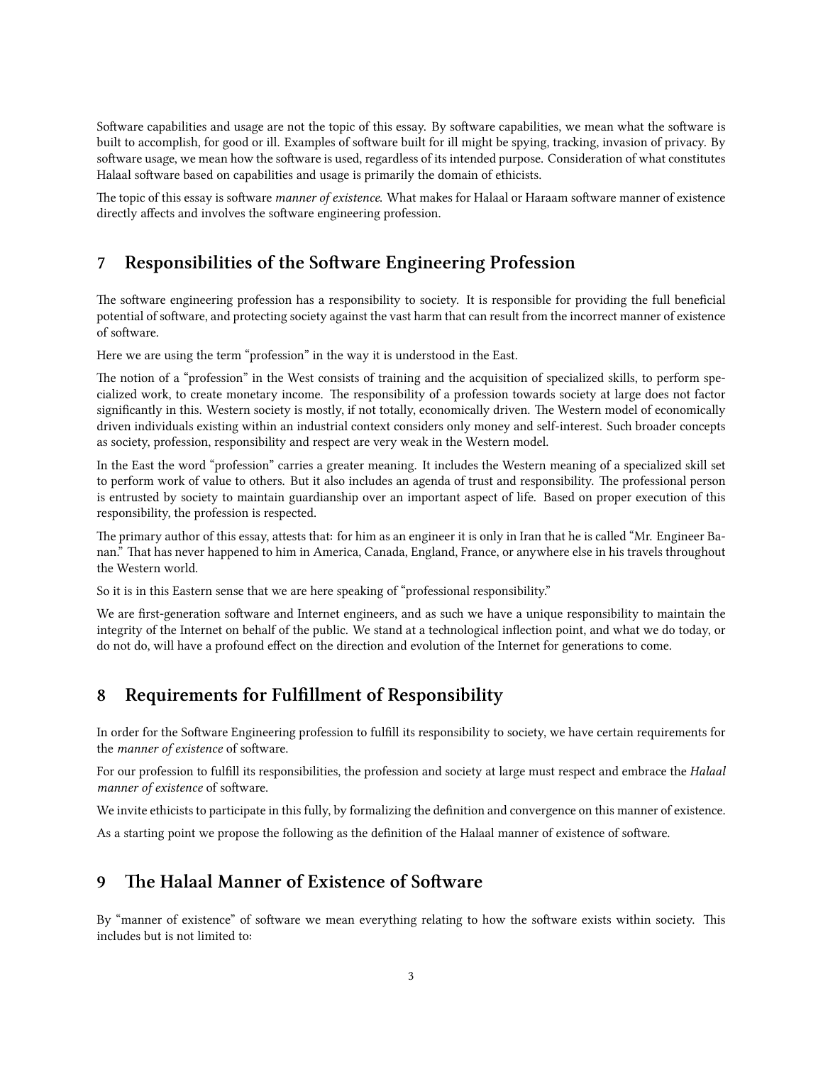Software capabilities and usage are not the topic of this essay. By software capabilities, we mean what the software is built to accomplish, for good or ill. Examples of software built for ill might be spying, tracking, invasion of privacy. By software usage, we mean how the software is used, regardless of its intended purpose. Consideration of what constitutes Halaal software based on capabilities and usage is primarily the domain of ethicists.

The topic of this essay is software *manner of existence*. What makes for Halaal or Haraam software manner of existence directly affects and involves the software engineering profession.

## 7 Responsibilities of the Software Engineering Profession

The software engineering profession has a responsibility to society. It is responsible for providing the full beneficial potential of software, and protecting society against the vast harm that can result from the incorrect manner of existence of software.

Here we are using the term "profession" in the way it is understood in the East.

The notion of a "profession" in the West consists of training and the acquisition of specialized skills, to perform specialized work, to create monetary income. The responsibility of a profession towards society at large does not factor significantly in this. Western society is mostly, if not totally, economically driven. The Western model of economically driven individuals existing within an industrial context considers only money and self-interest. Such broader concepts as society, profession, responsibility and respect are very weak in the Western model.

In the East the word "profession" carries a greater meaning. It includes the Western meaning of a specialized skill set to perform work of value to others. But it also includes an agenda of trust and responsibility. The professional person is entrusted by society to maintain guardianship over an important aspect of life. Based on proper execution of this responsibility, the profession is respected.

The primary author of this essay, attests that: for him as an engineer it is only in Iran that he is called "Mr. Engineer Banan." That has never happened to him in America, Canada, England, France, or anywhere else in his travels throughout the Western world.

So it is in this Eastern sense that we are here speaking of "professional responsibility."

We are first-generation software and Internet engineers, and as such we have a unique responsibility to maintain the integrity of the Internet on behalf of the public. We stand at a technological inflection point, and what we do today, or do not do, will have a profound effect on the direction and evolution of the Internet for generations to come.

## 8 Requirements for Fulfillment of Responsibility

In order for the Software Engineering profession to fulfill its responsibility to society, we have certain requirements for the *manner of existence* of software.

For our profession to fulfill its responsibilities, the profession and society at large must respect and embrace the *Halaal manner of existence* of software.

We invite ethicists to participate in this fully, by formalizing the definition and convergence on this manner of existence.

As a starting point we propose the following as the definition of the Halaal manner of existence of software.

## 9 The Halaal Manner of Existence of Software

By "manner of existence" of software we mean everything relating to how the software exists within society. This includes but is not limited to: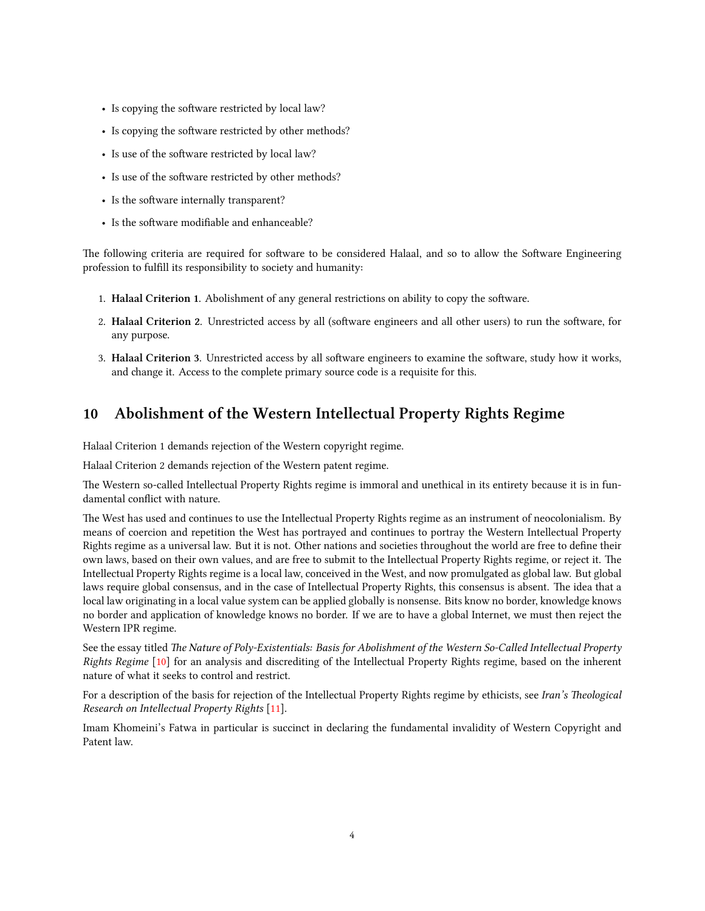- Is copying the software restricted by local law?
- Is copying the software restricted by other methods?
- Is use of the software restricted by local law?
- Is use of the software restricted by other methods?
- Is the software internally transparent?
- Is the software modifiable and enhanceable?

The following criteria are required for software to be considered Halaal, and so to allow the Software Engineering profession to fulfill its responsibility to society and humanity:

1. **Halaal Criterion 1**. Abolishment of any general restrictions on ability to copy the software.
2. **Halaal Criterion 2**. Unrestricted access by all (software engineers and all other users) to run the software, for any purpose.
3. **Halaal Criterion 3**. Unrestricted access by all software engineers to examine the software, study how it works, and change it. Access to the complete primary source code is a requisite for this.

## 10 Abolishment of the Western Intellectual Property Rights Regime

Halaal Criterion 1 demands rejection of the Western copyright regime.

Halaal Criterion 2 demands rejection of the Western patent regime.

The Western so-called Intellectual Property Rights regime is immoral and unethical in its entirety because it is in fundamental conflict with nature.

The West has used and continues to use the Intellectual Property Rights regime as an instrument of neocolonialism. By means of coercion and repetition the West has portrayed and continues to portray the Western Intellectual Property Rights regime as a universal law. But it is not. Other nations and societies throughout the world are free to define their own laws, based on their own values, and are free to submit to the Intellectual Property Rights regime, or reject it. The Intellectual Property Rights regime is a local law, conceived in the West, and now promulgated as global law. But global laws require global consensus, and in the case of Intellectual Property Rights, this consensus is absent. The idea that a local law originating in a local value system can be applied globally is nonsense. Bits know no border, knowledge knows no border and application of knowledge knows no border. If we are to have a global Internet, we must then reject the Western IPR regime.

See the essay titled *The Nature of Poly-Existentials: Basis for Abolishment of the Western So-Called Intellectual Property Rights Regime* [10] for an analysis and discrediting of the Intellectual Property Rights regime, based on the inherent nature of what it seeks to control and restrict.

For a description of the basis for rejection of the Intellectual Property Rights regime by ethicists, see *Iran's Theological Research on Intellectual Property Rights* [11].

Imam Khomeini's Fatwa in particular is succinct in declaring the fundamental invalidity of Western Copyright and Patent law.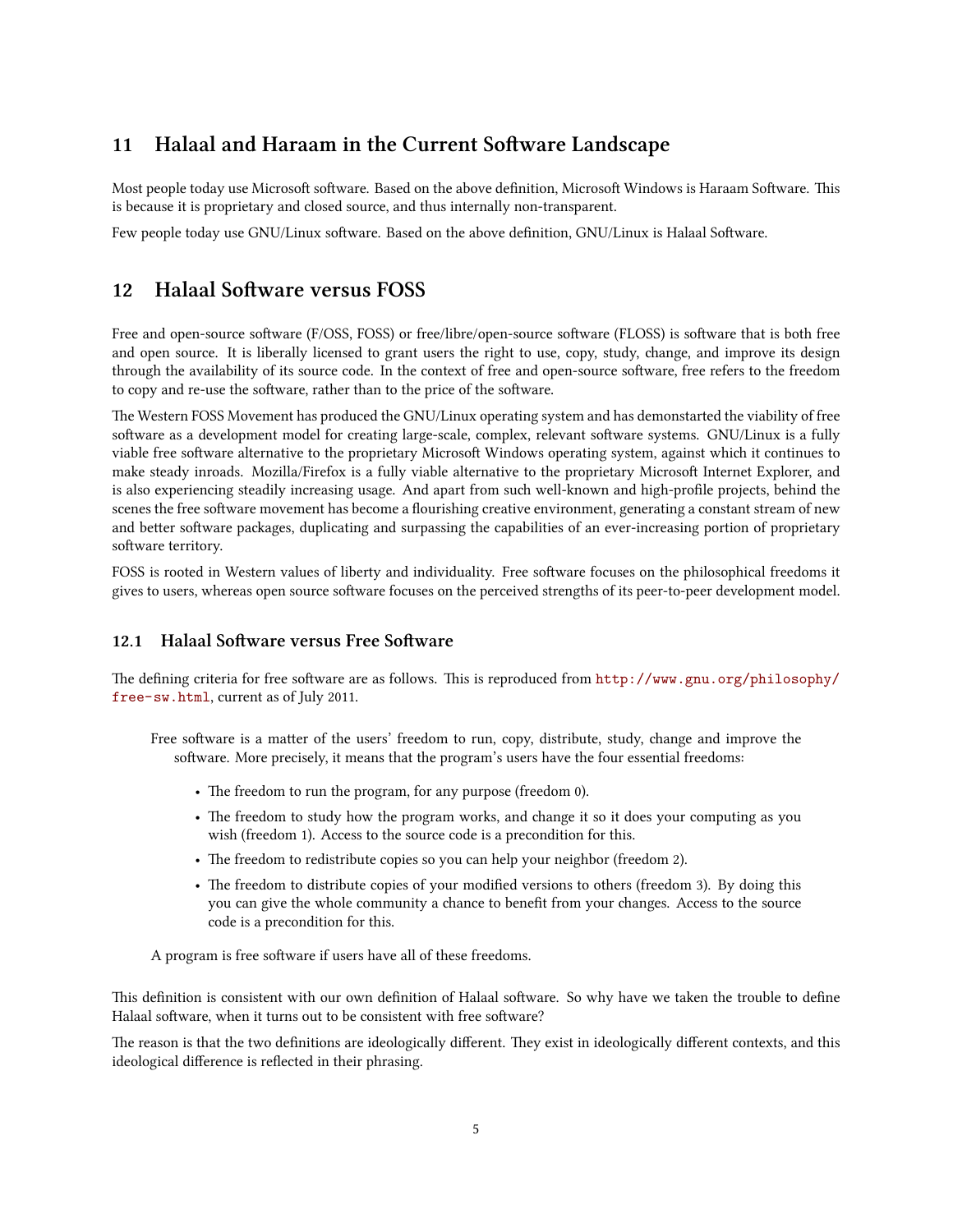## 11 Halaal and Haraam in the Current Software Landscape

Most people today use Microsoft software. Based on the above definition, Microsoft Windows is Haraam Software. This is because it is proprietary and closed source, and thus internally non-transparent.

Few people today use GNU/Linux software. Based on the above definition, GNU/Linux is Halaal Software.

## 12 Halaal Software versus FOSS

Free and open-source software (F/OSS, FOSS) or free/libre/open-source software (FLOSS) is software that is both free and open source. It is liberally licensed to grant users the right to use, copy, study, change, and improve its design through the availability of its source code. In the context of free and open-source software, free refers to the freedom to copy and re-use the software, rather than to the price of the software.

The Western FOSS Movement has produced the GNU/Linux operating system and has demonstarted the viability of free software as a development model for creating large-scale, complex, relevant software systems. GNU/Linux is a fully viable free software alternative to the proprietary Microsoft Windows operating system, against which it continues to make steady inroads. Mozilla/Firefox is a fully viable alternative to the proprietary Microsoft Internet Explorer, and is also experiencing steadily increasing usage. And apart from such well-known and high-profile projects, behind the scenes the free software movement has become a flourishing creative environment, generating a constant stream of new and better software packages, duplicating and surpassing the capabilities of an ever-increasing portion of proprietary software territory.

FOSS is rooted in Western values of liberty and individuality. Free software focuses on the philosophical freedoms it gives to users, whereas open source software focuses on the perceived strengths of its peer-to-peer development model.

### 12.1 Halaal Software versus Free Software

The defining criteria for free software are as follows. This is reproduced from http://www.gnu.org/philosophy/free-sw.html, current as of July 2011.

> Free software is a matter of the users' freedom to run, copy, distribute, study, change and improve the software. More precisely, it means that the program's users have the four essential freedoms:
>
> - The freedom to run the program, for any purpose (freedom 0).
> - The freedom to study how the program works, and change it so it does your computing as you wish (freedom 1). Access to the source code is a precondition for this.
> - The freedom to redistribute copies so you can help your neighbor (freedom 2).
> - The freedom to distribute copies of your modified versions to others (freedom 3). By doing this you can give the whole community a chance to benefit from your changes. Access to the source code is a precondition for this.
>
> A program is free software if users have all of these freedoms.

This definition is consistent with our own definition of Halaal software. So why have we taken the trouble to define Halaal software, when it turns out to be consistent with free software?

The reason is that the two definitions are ideologically different. They exist in ideologically different contexts, and this ideological difference is reflected in their phrasing.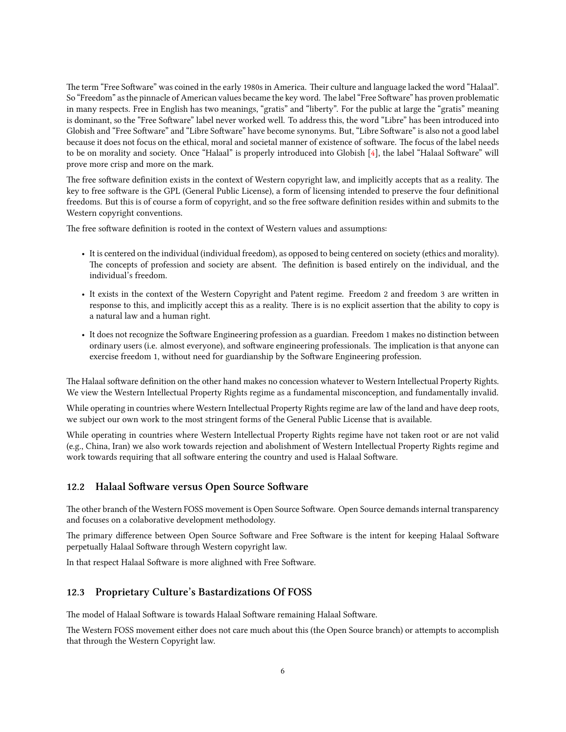The term "Free Software" was coined in the early 1980s in America. Their culture and language lacked the word "Halaal". So "Freedom" as the pinnacle of American values became the key word. The label "Free Software" has proven problematic in many respects. Free in English has two meanings, "gratis" and "liberty". For the public at large the "gratis" meaning is dominant, so the "Free Software" label never worked well. To address this, the word "Libre" has been introduced into Globish and "Free Software" and "Libre Software" have become synonyms. But, "Libre Software" is also not a good label because it does not focus on the ethical, moral and societal manner of existence of software. The focus of the label needs to be on morality and society. Once "Halaal" is properly introduced into Globish [4], the label "Halaal Software" will prove more crisp and more on the mark.

The free software definition exists in the context of Western copyright law, and implicitly accepts that as a reality. The key to free software is the GPL (General Public License), a form of licensing intended to preserve the four definitional freedoms. But this is of course a form of copyright, and so the free software definition resides within and submits to the Western copyright conventions.

The free software definition is rooted in the context of Western values and assumptions:

- It is centered on the individual (individual freedom), as opposed to being centered on society (ethics and morality). The concepts of profession and society are absent. The definition is based entirely on the individual, and the individual's freedom.
- It exists in the context of the Western Copyright and Patent regime. Freedom 2 and freedom 3 are written in response to this, and implicitly accept this as a reality. There is is no explicit assertion that the ability to copy is a natural law and a human right.
- It does not recognize the Software Engineering profession as a guardian. Freedom 1 makes no distinction between ordinary users (i.e. almost everyone), and software engineering professionals. The implication is that anyone can exercise freedom 1, without need for guardianship by the Software Engineering profession.

The Halaal software definition on the other hand makes no concession whatever to Western Intellectual Property Rights. We view the Western Intellectual Property Rights regime as a fundamental misconception, and fundamentally invalid.

While operating in countries where Western Intellectual Property Rights regime are law of the land and have deep roots, we subject our own work to the most stringent forms of the General Public License that is available.

While operating in countries where Western Intellectual Property Rights regime have not taken root or are not valid (e.g., China, Iran) we also work towards rejection and abolishment of Western Intellectual Property Rights regime and work towards requiring that all software entering the country and used is Halaal Software.

### 12.2 Halaal Software versus Open Source Software

The other branch of the Western FOSS movement is Open Source Software. Open Source demands internal transparency and focuses on a colaborative development methodology.

The primary difference between Open Source Software and Free Software is the intent for keeping Halaal Software perpetually Halaal Software through Western copyright law.

In that respect Halaal Software is more alighned with Free Software.

### 12.3 Proprietary Culture's Bastardizations Of FOSS

The model of Halaal Software is towards Halaal Software remaining Halaal Software.

The Western FOSS movement either does not care much about this (the Open Source branch) or attempts to accomplish that through the Western Copyright law.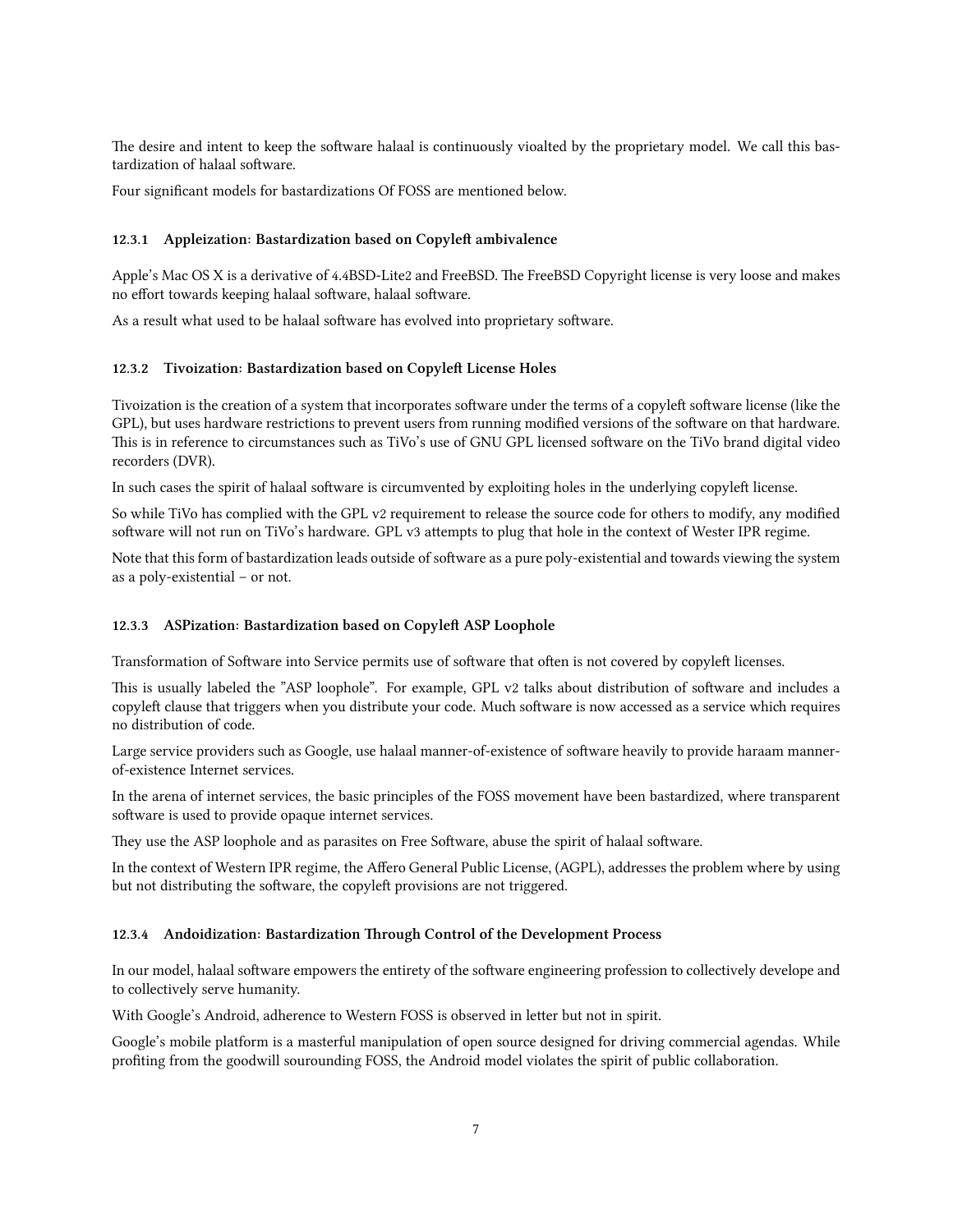The desire and intent to keep the software halaal is continuously vioalted by the proprietary model. We call this bastardization of halaal software.

Four significant models for bastardizations Of FOSS are mentioned below.

#### 12.3.1 Appleization: Bastardization based on Copyleft ambivalence

Apple's Mac OS X is a derivative of 4.4BSD-Lite2 and FreeBSD. The FreeBSD Copyright license is very loose and makes no effort towards keeping halaal software, halaal software.

As a result what used to be halaal software has evolved into proprietary software.

#### 12.3.2 Tivoization: Bastardization based on Copyleft License Holes

Tivoization is the creation of a system that incorporates software under the terms of a copyleft software license (like the GPL), but uses hardware restrictions to prevent users from running modified versions of the software on that hardware. This is in reference to circumstances such as TiVo's use of GNU GPL licensed software on the TiVo brand digital video recorders (DVR).

In such cases the spirit of halaal software is circumvented by exploiting holes in the underlying copyleft license.

So while TiVo has complied with the GPL v2 requirement to release the source code for others to modify, any modified software will not run on TiVo's hardware. GPL v3 attempts to plug that hole in the context of Wester IPR regime.

Note that this form of bastardization leads outside of software as a pure poly-existential and towards viewing the system as a poly-existential – or not.

#### 12.3.3 ASPization: Bastardization based on Copyleft ASP Loophole

Transformation of Software into Service permits use of software that often is not covered by copyleft licenses.

This is usually labeled the "ASP loophole". For example, GPL v2 talks about distribution of software and includes a copyleft clause that triggers when you distribute your code. Much software is now accessed as a service which requires no distribution of code.

Large service providers such as Google, use halaal manner-of-existence of software heavily to provide haraam manner-of-existence Internet services.

In the arena of internet services, the basic principles of the FOSS movement have been bastardized, where transparent software is used to provide opaque internet services.

They use the ASP loophole and as parasites on Free Software, abuse the spirit of halaal software.

In the context of Western IPR regime, the Affero General Public License, (AGPL), addresses the problem where by using but not distributing the software, the copyleft provisions are not triggered.

#### 12.3.4 Andoidization: Bastardization Through Control of the Development Process

In our model, halaal software empowers the entirety of the software engineering profession to collectively develope and to collectively serve humanity.

With Google's Android, adherence to Western FOSS is observed in letter but not in spirit.

Google's mobile platform is a masterful manipulation of open source designed for driving commercial agendas. While profiting from the goodwill sourounding FOSS, the Android model violates the spirit of public collaboration.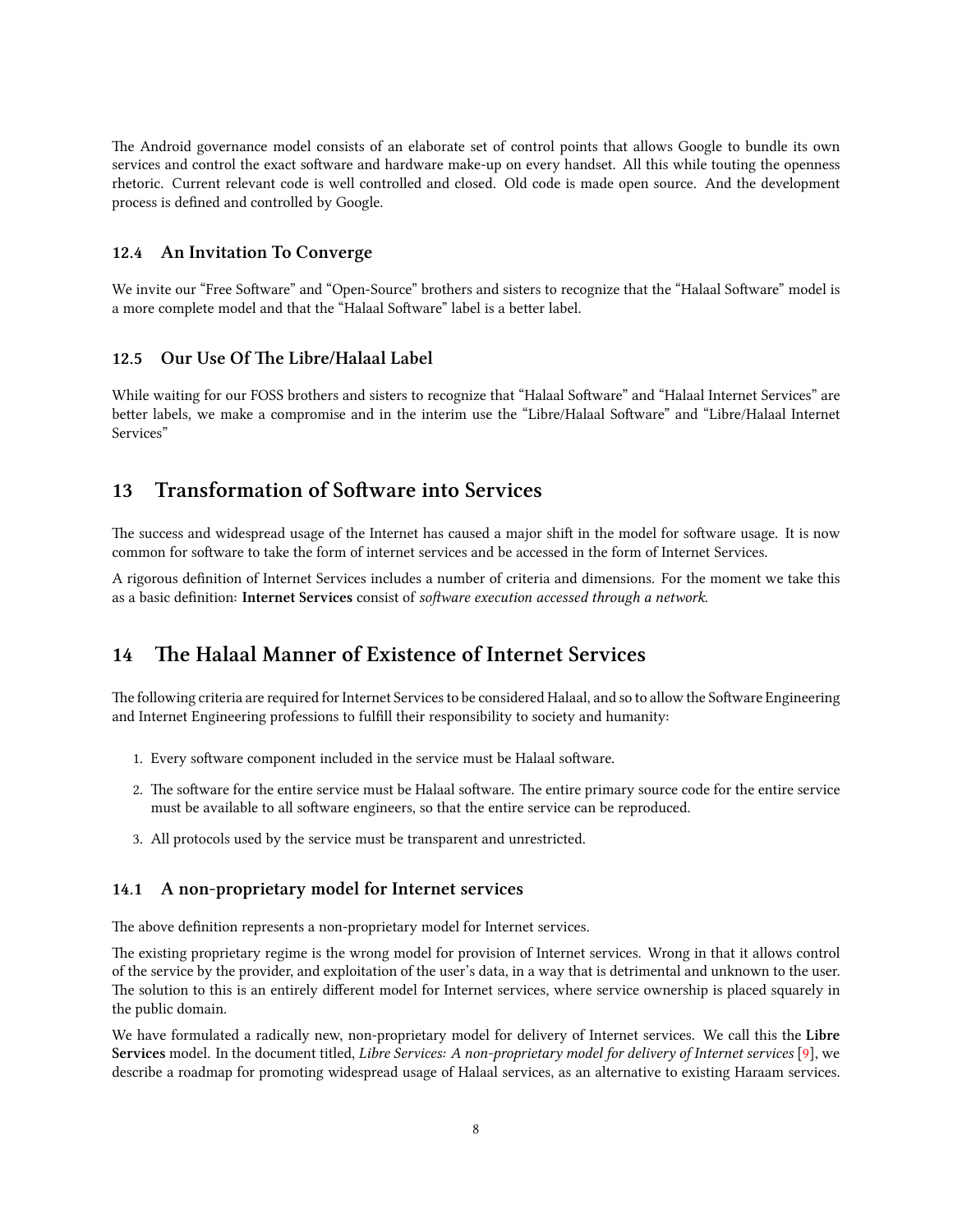The Android governance model consists of an elaborate set of control points that allows Google to bundle its own services and control the exact software and hardware make-up on every handset. All this while touting the openness rhetoric. Current relevant code is well controlled and closed. Old code is made open source. And the development process is defined and controlled by Google.

### 12.4 An Invitation To Converge

We invite our "Free Software" and "Open-Source" brothers and sisters to recognize that the "Halaal Software" model is a more complete model and that the "Halaal Software" label is a better label.

### 12.5 Our Use Of The Libre/Halaal Label

While waiting for our FOSS brothers and sisters to recognize that "Halaal Software" and "Halaal Internet Services" are better labels, we make a compromise and in the interim use the "Libre/Halaal Software" and "Libre/Halaal Internet Services"

## 13 Transformation of Software into Services

The success and widespread usage of the Internet has caused a major shift in the model for software usage. It is now common for software to take the form of internet services and be accessed in the form of Internet Services.

A rigorous definition of Internet Services includes a number of criteria and dimensions. For the moment we take this as a basic definition: **Internet Services** consist of *software execution accessed through a network*.

## 14 The Halaal Manner of Existence of Internet Services

The following criteria are required for Internet Services to be considered Halaal, and so to allow the Software Engineering and Internet Engineering professions to fulfill their responsibility to society and humanity:

1. Every software component included in the service must be Halaal software.
2. The software for the entire service must be Halaal software. The entire primary source code for the entire service must be available to all software engineers, so that the entire service can be reproduced.
3. All protocols used by the service must be transparent and unrestricted.

### 14.1 A non-proprietary model for Internet services

The above definition represents a non-proprietary model for Internet services.

The existing proprietary regime is the wrong model for provision of Internet services. Wrong in that it allows control of the service by the provider, and exploitation of the user's data, in a way that is detrimental and unknown to the user. The solution to this is an entirely different model for Internet services, where service ownership is placed squarely in the public domain.

We have formulated a radically new, non-proprietary model for delivery of Internet services. We call this the **Libre Services** model. In the document titled, *Libre Services: A non-proprietary model for delivery of Internet services* [9], we describe a roadmap for promoting widespread usage of Halaal services, as an alternative to existing Haraam services.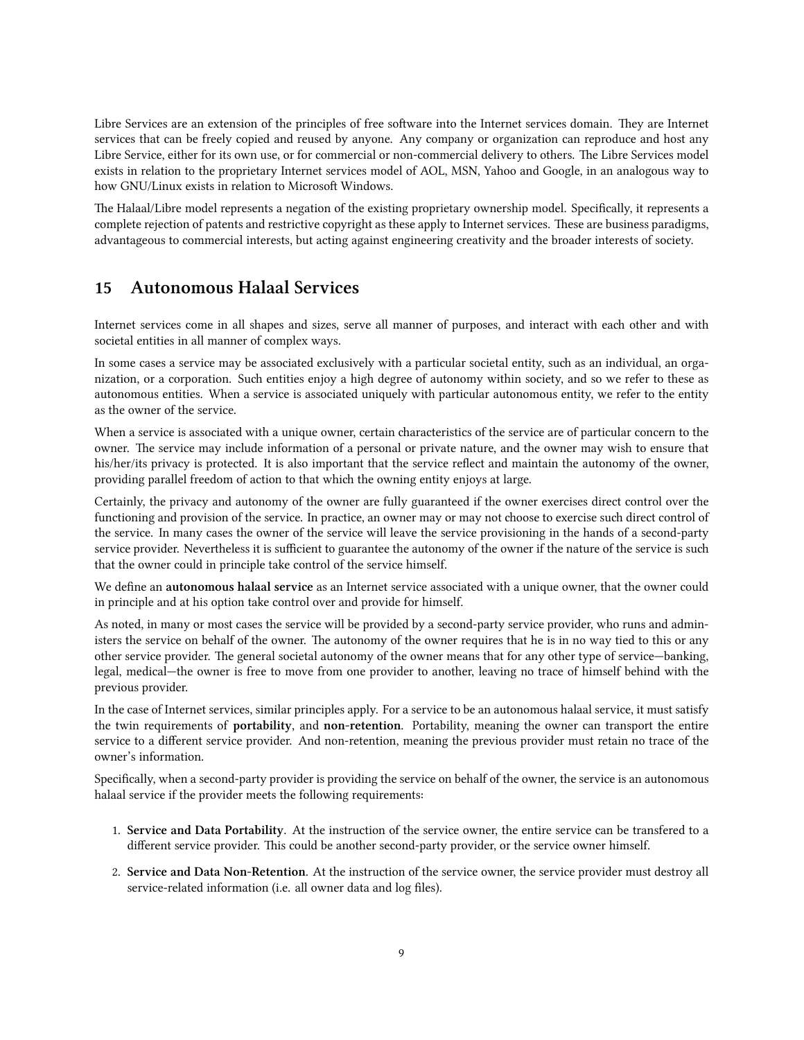Libre Services are an extension of the principles of free software into the Internet services domain. They are Internet services that can be freely copied and reused by anyone. Any company or organization can reproduce and host any Libre Service, either for its own use, or for commercial or non-commercial delivery to others. The Libre Services model exists in relation to the proprietary Internet services model of AOL, MSN, Yahoo and Google, in an analogous way to how GNU/Linux exists in relation to Microsoft Windows.

The Halaal/Libre model represents a negation of the existing proprietary ownership model. Specifically, it represents a complete rejection of patents and restrictive copyright as these apply to Internet services. These are business paradigms, advantageous to commercial interests, but acting against engineering creativity and the broader interests of society.

## 15 Autonomous Halaal Services

Internet services come in all shapes and sizes, serve all manner of purposes, and interact with each other and with societal entities in all manner of complex ways.

In some cases a service may be associated exclusively with a particular societal entity, such as an individual, an organization, or a corporation. Such entities enjoy a high degree of autonomy within society, and so we refer to these as autonomous entities. When a service is associated uniquely with particular autonomous entity, we refer to the entity as the owner of the service.

When a service is associated with a unique owner, certain characteristics of the service are of particular concern to the owner. The service may include information of a personal or private nature, and the owner may wish to ensure that his/her/its privacy is protected. It is also important that the service reflect and maintain the autonomy of the owner, providing parallel freedom of action to that which the owning entity enjoys at large.

Certainly, the privacy and autonomy of the owner are fully guaranteed if the owner exercises direct control over the functioning and provision of the service. In practice, an owner may or may not choose to exercise such direct control of the service. In many cases the owner of the service will leave the service provisioning in the hands of a second-party service provider. Nevertheless it is sufficient to guarantee the autonomy of the owner if the nature of the service is such that the owner could in principle take control of the service himself.

We define an **autonomous halaal service** as an Internet service associated with a unique owner, that the owner could in principle and at his option take control over and provide for himself.

As noted, in many or most cases the service will be provided by a second-party service provider, who runs and administers the service on behalf of the owner. The autonomy of the owner requires that he is in no way tied to this or any other service provider. The general societal autonomy of the owner means that for any other type of service—banking, legal, medical—the owner is free to move from one provider to another, leaving no trace of himself behind with the previous provider.

In the case of Internet services, similar principles apply. For a service to be an autonomous halaal service, it must satisfy the twin requirements of **portability**, and **non-retention**. Portability, meaning the owner can transport the entire service to a different service provider. And non-retention, meaning the previous provider must retain no trace of the owner's information.

Specifically, when a second-party provider is providing the service on behalf of the owner, the service is an autonomous halaal service if the provider meets the following requirements:

1. **Service and Data Portability**. At the instruction of the service owner, the entire service can be transfered to a different service provider. This could be another second-party provider, or the service owner himself.
2. **Service and Data Non-Retention**. At the instruction of the service owner, the service provider must destroy all service-related information (i.e. all owner data and log files).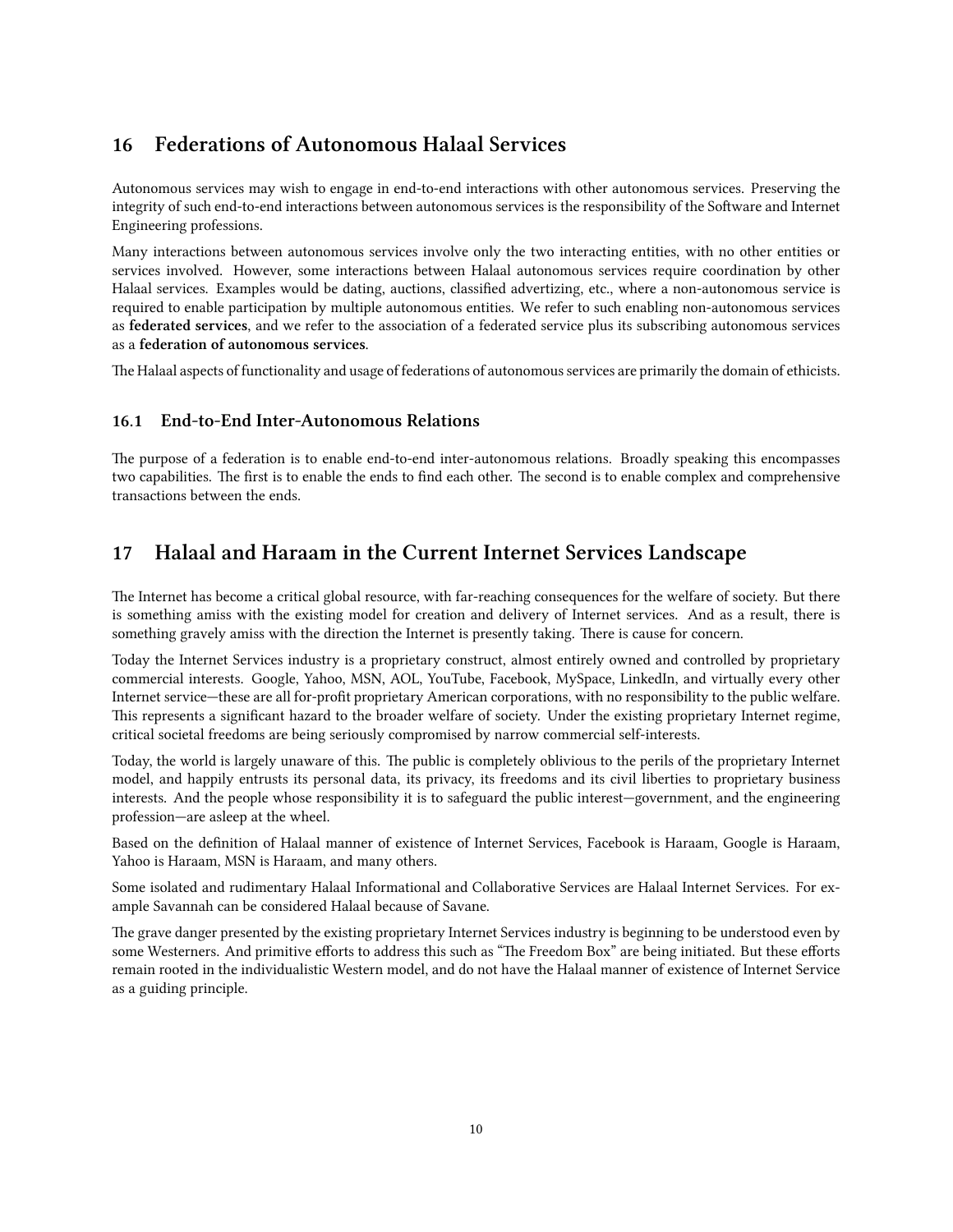## 16 Federations of Autonomous Halaal Services

Autonomous services may wish to engage in end-to-end interactions with other autonomous services. Preserving the integrity of such end-to-end interactions between autonomous services is the responsibility of the Software and Internet Engineering professions.

Many interactions between autonomous services involve only the two interacting entities, with no other entities or services involved. However, some interactions between Halaal autonomous services require coordination by other Halaal services. Examples would be dating, auctions, classified advertizing, etc., where a non-autonomous service is required to enable participation by multiple autonomous entities. We refer to such enabling non-autonomous services as **federated services**, and we refer to the association of a federated service plus its subscribing autonomous services as a **federation of autonomous services**.

The Halaal aspects of functionality and usage of federations of autonomous services are primarily the domain of ethicists.

### 16.1 End-to-End Inter-Autonomous Relations

The purpose of a federation is to enable end-to-end inter-autonomous relations. Broadly speaking this encompasses two capabilities. The first is to enable the ends to find each other. The second is to enable complex and comprehensive transactions between the ends.

## 17 Halaal and Haraam in the Current Internet Services Landscape

The Internet has become a critical global resource, with far-reaching consequences for the welfare of society. But there is something amiss with the existing model for creation and delivery of Internet services. And as a result, there is something gravely amiss with the direction the Internet is presently taking. There is cause for concern.

Today the Internet Services industry is a proprietary construct, almost entirely owned and controlled by proprietary commercial interests. Google, Yahoo, MSN, AOL, YouTube, Facebook, MySpace, LinkedIn, and virtually every other Internet service—these are all for-profit proprietary American corporations, with no responsibility to the public welfare. This represents a significant hazard to the broader welfare of society. Under the existing proprietary Internet regime, critical societal freedoms are being seriously compromised by narrow commercial self-interests.

Today, the world is largely unaware of this. The public is completely oblivious to the perils of the proprietary Internet model, and happily entrusts its personal data, its privacy, its freedoms and its civil liberties to proprietary business interests. And the people whose responsibility it is to safeguard the public interest—government, and the engineering profession—are asleep at the wheel.

Based on the definition of Halaal manner of existence of Internet Services, Facebook is Haraam, Google is Haraam, Yahoo is Haraam, MSN is Haraam, and many others.

Some isolated and rudimentary Halaal Informational and Collaborative Services are Halaal Internet Services. For example Savannah can be considered Halaal because of Savane.

The grave danger presented by the existing proprietary Internet Services industry is beginning to be understood even by some Westerners. And primitive efforts to address this such as "The Freedom Box" are being initiated. But these efforts remain rooted in the individualistic Western model, and do not have the Halaal manner of existence of Internet Service as a guiding principle.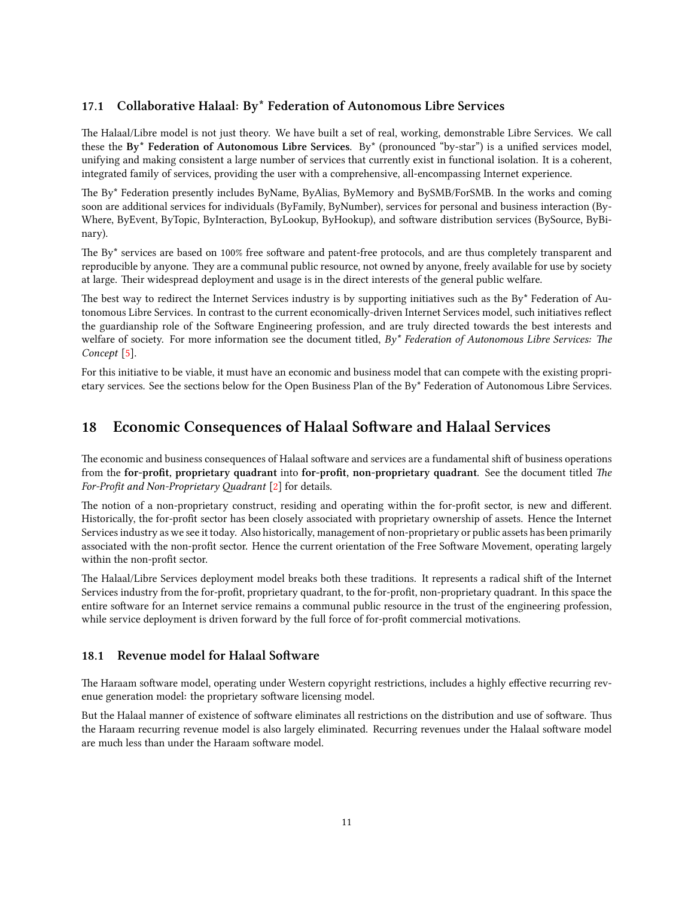### 17.1 Collaborative Halaal: By* Federation of Autonomous Libre Services

The Halaal/Libre model is not just theory. We have built a set of real, working, demonstrable Libre Services. We call these the **By* Federation of Autonomous Libre Services**. By* (pronounced "by-star") is a unified services model, unifying and making consistent a large number of services that currently exist in functional isolation. It is a coherent, integrated family of services, providing the user with a comprehensive, all-encompassing Internet experience.

The By* Federation presently includes ByName, ByAlias, ByMemory and BySMB/ForSMB. In the works and coming soon are additional services for individuals (ByFamily, ByNumber), services for personal and business interaction (ByWhere, ByEvent, ByTopic, ByInteraction, ByLookup, ByHookup), and software distribution services (BySource, ByBinary).

The By* services are based on 100% free software and patent-free protocols, and are thus completely transparent and reproducible by anyone. They are a communal public resource, not owned by anyone, freely available for use by society at large. Their widespread deployment and usage is in the direct interests of the general public welfare.

The best way to redirect the Internet Services industry is by supporting initiatives such as the By* Federation of Autonomous Libre Services. In contrast to the current economically-driven Internet Services model, such initiatives reflect the guardianship role of the Software Engineering profession, and are truly directed towards the best interests and welfare of society. For more information see the document titled, *By* Federation of Autonomous Libre Services: The Concept* [5].

For this initiative to be viable, it must have an economic and business model that can compete with the existing proprietary services. See the sections below for the Open Business Plan of the By* Federation of Autonomous Libre Services.

## 18 Economic Consequences of Halaal Software and Halaal Services

The economic and business consequences of Halaal software and services are a fundamental shift of business operations from the **for-profit**, **proprietary quadrant** into **for-profit**, **non-proprietary quadrant**. See the document titled *The For-Profit and Non-Proprietary Quadrant* [2] for details.

The notion of a non-proprietary construct, residing and operating within the for-profit sector, is new and different. Historically, the for-profit sector has been closely associated with proprietary ownership of assets. Hence the Internet Services industry as we see it today. Also historically, management of non-proprietary or public assets has been primarily associated with the non-profit sector. Hence the current orientation of the Free Software Movement, operating largely within the non-profit sector.

The Halaal/Libre Services deployment model breaks both these traditions. It represents a radical shift of the Internet Services industry from the for-profit, proprietary quadrant, to the for-profit, non-proprietary quadrant. In this space the entire software for an Internet service remains a communal public resource in the trust of the engineering profession, while service deployment is driven forward by the full force of for-profit commercial motivations.

### 18.1 Revenue model for Halaal Software

The Haraam software model, operating under Western copyright restrictions, includes a highly effective recurring revenue generation model: the proprietary software licensing model.

But the Halaal manner of existence of software eliminates all restrictions on the distribution and use of software. Thus the Haraam recurring revenue model is also largely eliminated. Recurring revenues under the Halaal software model are much less than under the Haraam software model.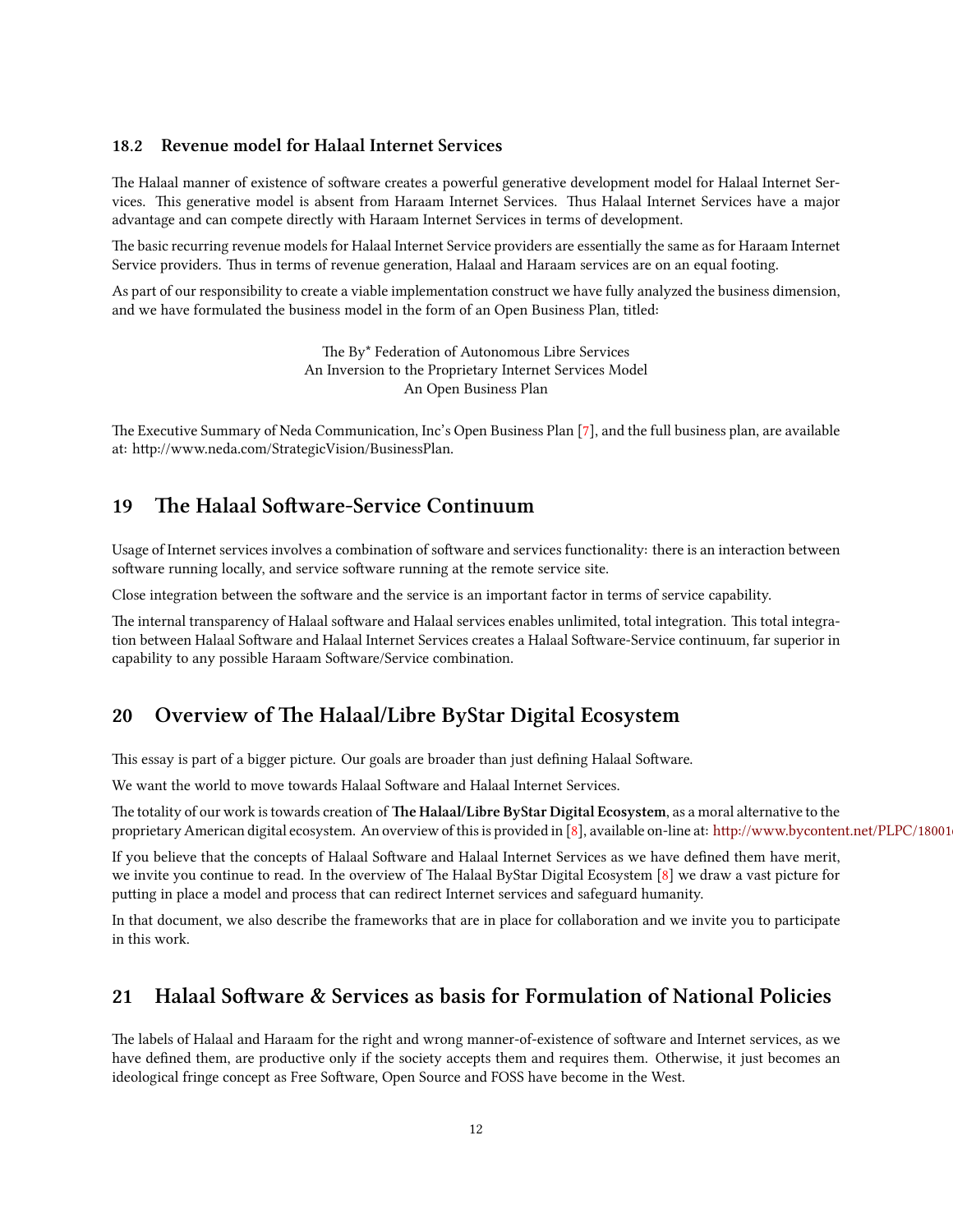### 18.2 Revenue model for Halaal Internet Services

The Halaal manner of existence of software creates a powerful generative development model for Halaal Internet Services. This generative model is absent from Haraam Internet Services. Thus Halaal Internet Services have a major advantage and can compete directly with Haraam Internet Services in terms of development.

The basic recurring revenue models for Halaal Internet Service providers are essentially the same as for Haraam Internet Service providers. Thus in terms of revenue generation, Halaal and Haraam services are on an equal footing.

As part of our responsibility to create a viable implementation construct we have fully analyzed the business dimension, and we have formulated the business model in the form of an Open Business Plan, titled:

The By* Federation of Autonomous Libre Services
An Inversion to the Proprietary Internet Services Model
An Open Business Plan

The Executive Summary of Neda Communication, Inc's Open Business Plan [7], and the full business plan, are available at: http://www.neda.com/StrategicVision/BusinessPlan.

## 19 The Halaal Software-Service Continuum

Usage of Internet services involves a combination of software and services functionality: there is an interaction between software running locally, and service software running at the remote service site.

Close integration between the software and the service is an important factor in terms of service capability.

The internal transparency of Halaal software and Halaal services enables unlimited, total integration. This total integration between Halaal Software and Halaal Internet Services creates a Halaal Software-Service continuum, far superior in capability to any possible Haraam Software/Service combination.

## 20 Overview of The Halaal/Libre ByStar Digital Ecosystem

This essay is part of a bigger picture. Our goals are broader than just defining Halaal Software.

We want the world to move towards Halaal Software and Halaal Internet Services.

The totality of our work is towards creation of **The Halaal/Libre ByStar Digital Ecosystem**, as a moral alternative to the proprietary American digital ecosystem. An overview of this is provided in [8], available on-line at: http://www.bycontent.net/PLPC/18001

If you believe that the concepts of Halaal Software and Halaal Internet Services as we have defined them have merit, we invite you continue to read. In the overview of The Halaal ByStar Digital Ecosystem [8] we draw a vast picture for putting in place a model and process that can redirect Internet services and safeguard humanity.

In that document, we also describe the frameworks that are in place for collaboration and we invite you to participate in this work.

## 21 Halaal Software & Services as basis for Formulation of National Policies

The labels of Halaal and Haraam for the right and wrong manner-of-existence of software and Internet services, as we have defined them, are productive only if the society accepts them and requires them. Otherwise, it just becomes an ideological fringe concept as Free Software, Open Source and FOSS have become in the West.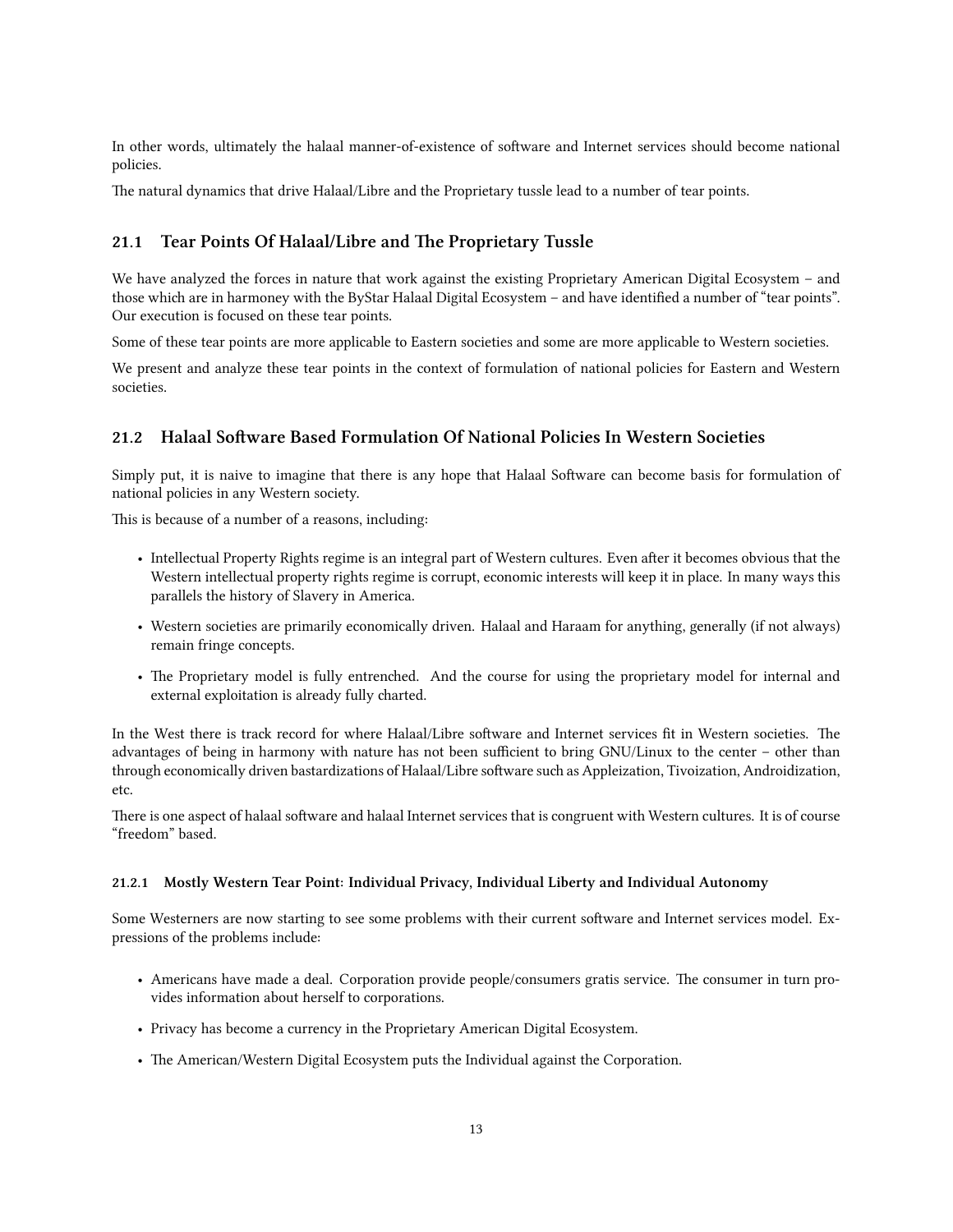In other words, ultimately the halaal manner-of-existence of software and Internet services should become national policies.

The natural dynamics that drive Halaal/Libre and the Proprietary tussle lead to a number of tear points.

## 21.1 Tear Points Of Halaal/Libre and The Proprietary Tussle

We have analyzed the forces in nature that work against the existing Proprietary American Digital Ecosystem – and those which are in harmoney with the ByStar Halaal Digital Ecosystem – and have identified a number of "tear points". Our execution is focused on these tear points.

Some of these tear points are more applicable to Eastern societies and some are more applicable to Western societies.

We present and analyze these tear points in the context of formulation of national policies for Eastern and Western societies.

## 21.2 Halaal Software Based Formulation Of National Policies In Western Societies

Simply put, it is naive to imagine that there is any hope that Halaal Software can become basis for formulation of national policies in any Western society.

This is because of a number of a reasons, including:

- Intellectual Property Rights regime is an integral part of Western cultures. Even after it becomes obvious that the Western intellectual property rights regime is corrupt, economic interests will keep it in place. In many ways this parallels the history of Slavery in America.
- Western societies are primarily economically driven. Halaal and Haraam for anything, generally (if not always) remain fringe concepts.
- The Proprietary model is fully entrenched. And the course for using the proprietary model for internal and external exploitation is already fully charted.

In the West there is track record for where Halaal/Libre software and Internet services fit in Western societies. The advantages of being in harmony with nature has not been sufficient to bring GNU/Linux to the center – other than through economically driven bastardizations of Halaal/Libre software such as Appleization, Tivoization, Androidization, etc.

There is one aspect of halaal software and halaal Internet services that is congruent with Western cultures. It is of course "freedom" based.

### 21.2.1 Mostly Western Tear Point: Individual Privacy, Individual Liberty and Individual Autonomy

Some Westerners are now starting to see some problems with their current software and Internet services model. Expressions of the problems include:

- Americans have made a deal. Corporation provide people/consumers gratis service. The consumer in turn provides information about herself to corporations.
- Privacy has become a currency in the Proprietary American Digital Ecosystem.
- The American/Western Digital Ecosystem puts the Individual against the Corporation.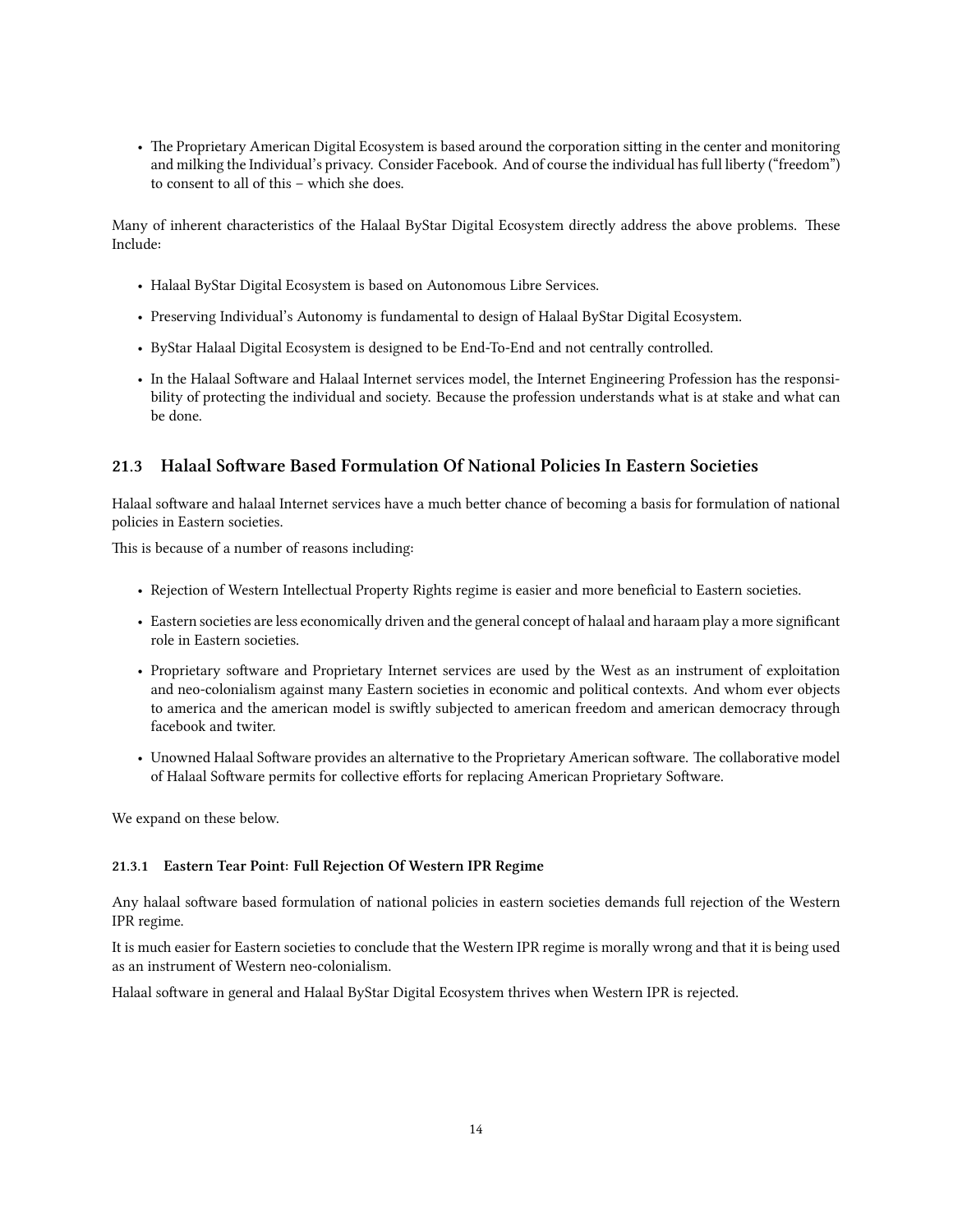- The Proprietary American Digital Ecosystem is based around the corporation sitting in the center and monitoring and milking the Individual's privacy. Consider Facebook. And of course the individual has full liberty ("freedom") to consent to all of this – which she does.

Many of inherent characteristics of the Halaal ByStar Digital Ecosystem directly address the above problems. These Include:

- Halaal ByStar Digital Ecosystem is based on Autonomous Libre Services.
- Preserving Individual's Autonomy is fundamental to design of Halaal ByStar Digital Ecosystem.
- ByStar Halaal Digital Ecosystem is designed to be End-To-End and not centrally controlled.
- In the Halaal Software and Halaal Internet services model, the Internet Engineering Profession has the responsibility of protecting the individual and society. Because the profession understands what is at stake and what can be done.

## 21.3 Halaal Software Based Formulation Of National Policies In Eastern Societies

Halaal software and halaal Internet services have a much better chance of becoming a basis for formulation of national policies in Eastern societies.

This is because of a number of reasons including:

- Rejection of Western Intellectual Property Rights regime is easier and more beneficial to Eastern societies.
- Eastern societies are less economically driven and the general concept of halaal and haraam play a more significant role in Eastern societies.
- Proprietary software and Proprietary Internet services are used by the West as an instrument of exploitation and neo-colonialism against many Eastern societies in economic and political contexts. And whom ever objects to america and the american model is swiftly subjected to american freedom and american democracy through facebook and twiter.
- Unowned Halaal Software provides an alternative to the Proprietary American software. The collaborative model of Halaal Software permits for collective efforts for replacing American Proprietary Software.

We expand on these below.

### 21.3.1 Eastern Tear Point: Full Rejection Of Western IPR Regime

Any halaal software based formulation of national policies in eastern societies demands full rejection of the Western IPR regime.

It is much easier for Eastern societies to conclude that the Western IPR regime is morally wrong and that it is being used as an instrument of Western neo-colonialism.

Halaal software in general and Halaal ByStar Digital Ecosystem thrives when Western IPR is rejected.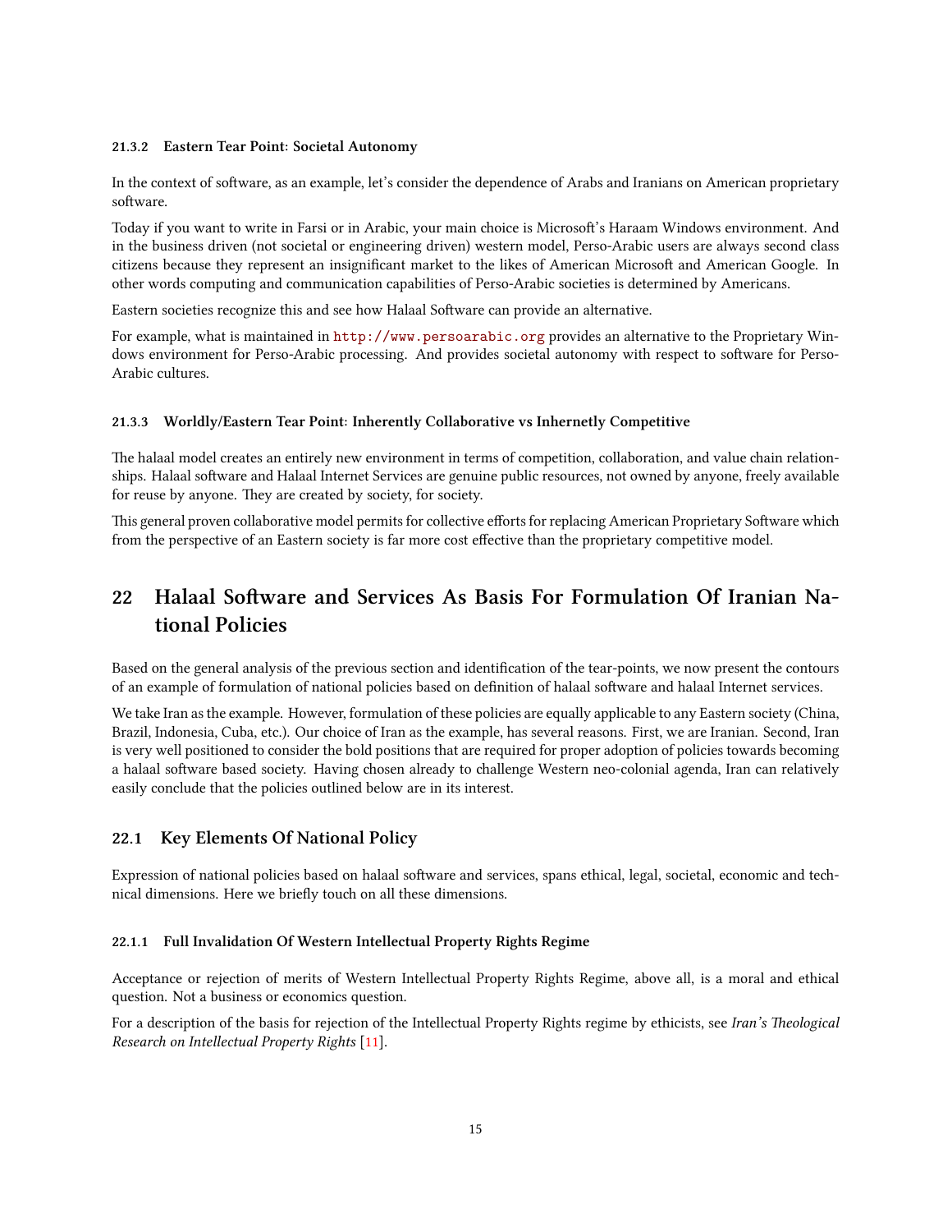#### 21.3.2 Eastern Tear Point: Societal Autonomy

In the context of software, as an example, let's consider the dependence of Arabs and Iranians on American proprietary software.

Today if you want to write in Farsi or in Arabic, your main choice is Microsoft's Haraam Windows environment. And in the business driven (not societal or engineering driven) western model, Perso-Arabic users are always second class citizens because they represent an insignificant market to the likes of American Microsoft and American Google. In other words computing and communication capabilities of Perso-Arabic societies is determined by Americans.

Eastern societies recognize this and see how Halaal Software can provide an alternative.

For example, what is maintained in `http://www.persoarabic.org` provides an alternative to the Proprietary Windows environment for Perso-Arabic processing. And provides societal autonomy with respect to software for Perso-Arabic cultures.

#### 21.3.3 Worldly/Eastern Tear Point: Inherently Collaborative vs Inhernetly Competitive

The halaal model creates an entirely new environment in terms of competition, collaboration, and value chain relationships. Halaal software and Halaal Internet Services are genuine public resources, not owned by anyone, freely available for reuse by anyone. They are created by society, for society.

This general proven collaborative model permits for collective efforts for replacing American Proprietary Software which from the perspective of an Eastern society is far more cost effective than the proprietary competitive model.

# 22 Halaal Software and Services As Basis For Formulation Of Iranian National Policies

Based on the general analysis of the previous section and identification of the tear-points, we now present the contours of an example of formulation of national policies based on definition of halaal software and halaal Internet services.

We take Iran as the example. However, formulation of these policies are equally applicable to any Eastern society (China, Brazil, Indonesia, Cuba, etc.). Our choice of Iran as the example, has several reasons. First, we are Iranian. Second, Iran is very well positioned to consider the bold positions that are required for proper adoption of policies towards becoming a halaal software based society. Having chosen already to challenge Western neo-colonial agenda, Iran can relatively easily conclude that the policies outlined below are in its interest.

## 22.1 Key Elements Of National Policy

Expression of national policies based on halaal software and services, spans ethical, legal, societal, economic and technical dimensions. Here we briefly touch on all these dimensions.

#### 22.1.1 Full Invalidation Of Western Intellectual Property Rights Regime

Acceptance or rejection of merits of Western Intellectual Property Rights Regime, above all, is a moral and ethical question. Not a business or economics question.

For a description of the basis for rejection of the Intellectual Property Rights regime by ethicists, see *Iran's Theological Research on Intellectual Property Rights* [11].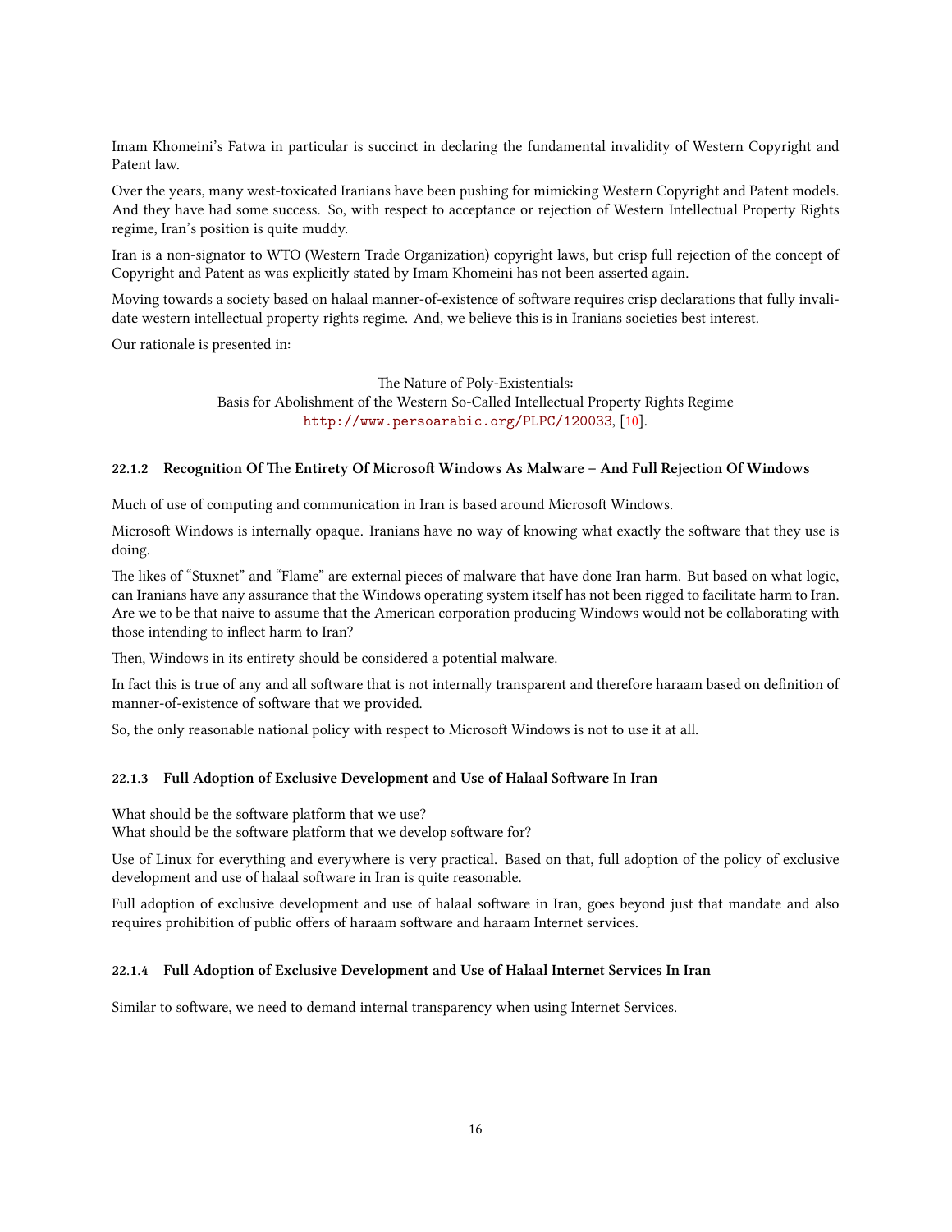Imam Khomeini's Fatwa in particular is succinct in declaring the fundamental invalidity of Western Copyright and Patent law.

Over the years, many west-toxicated Iranians have been pushing for mimicking Western Copyright and Patent models. And they have had some success. So, with respect to acceptance or rejection of Western Intellectual Property Rights regime, Iran's position is quite muddy.

Iran is a non-signator to WTO (Western Trade Organization) copyright laws, but crisp full rejection of the concept of Copyright and Patent as was explicitly stated by Imam Khomeini has not been asserted again.

Moving towards a society based on halaal manner-of-existence of software requires crisp declarations that fully invalidate western intellectual property rights regime. And, we believe this is in Iranians societies best interest.

Our rationale is presented in:

The Nature of Poly-Existentials:
Basis for Abolishment of the Western So-Called Intellectual Property Rights Regime
http://www.persoarabic.org/PLPC/120033, [10].

#### 22.1.2 Recognition Of The Entirety Of Microsoft Windows As Malware – And Full Rejection Of Windows

Much of use of computing and communication in Iran is based around Microsoft Windows.

Microsoft Windows is internally opaque. Iranians have no way of knowing what exactly the software that they use is doing.

The likes of "Stuxnet" and "Flame" are external pieces of malware that have done Iran harm. But based on what logic, can Iranians have any assurance that the Windows operating system itself has not been rigged to facilitate harm to Iran. Are we to be that naive to assume that the American corporation producing Windows would not be collaborating with those intending to inflect harm to Iran?

Then, Windows in its entirety should be considered a potential malware.

In fact this is true of any and all software that is not internally transparent and therefore haraam based on definition of manner-of-existence of software that we provided.

So, the only reasonable national policy with respect to Microsoft Windows is not to use it at all.

#### 22.1.3 Full Adoption of Exclusive Development and Use of Halaal Software In Iran

What should be the software platform that we use?
What should be the software platform that we develop software for?

Use of Linux for everything and everywhere is very practical. Based on that, full adoption of the policy of exclusive development and use of halaal software in Iran is quite reasonable.

Full adoption of exclusive development and use of halaal software in Iran, goes beyond just that mandate and also requires prohibition of public offers of haraam software and haraam Internet services.

#### 22.1.4 Full Adoption of Exclusive Development and Use of Halaal Internet Services In Iran

Similar to software, we need to demand internal transparency when using Internet Services.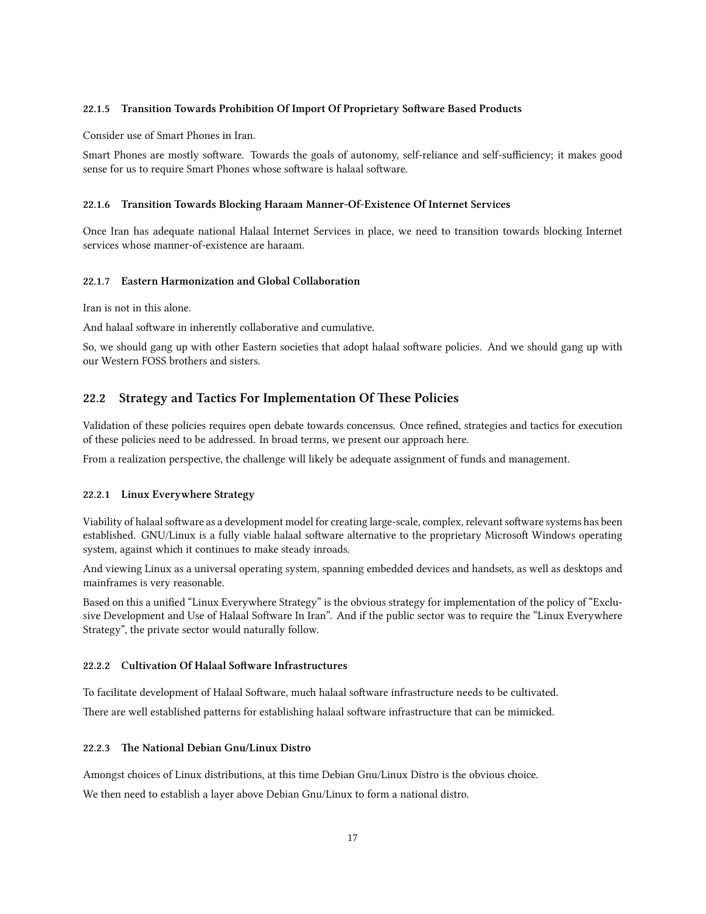#### 22.1.5 Transition Towards Prohibition Of Import Of Proprietary Software Based Products

Consider use of Smart Phones in Iran.

Smart Phones are mostly software. Towards the goals of autonomy, self-reliance and self-sufficiency; it makes good sense for us to require Smart Phones whose software is halaal software.

#### 22.1.6 Transition Towards Blocking Haraam Manner-Of-Existence Of Internet Services

Once Iran has adequate national Halaal Internet Services in place, we need to transition towards blocking Internet services whose manner-of-existence are haraam.

#### 22.1.7 Eastern Harmonization and Global Collaboration

Iran is not in this alone.

And halaal software in inherently collaborative and cumulative.

So, we should gang up with other Eastern societies that adopt halaal software policies. And we should gang up with our Western FOSS brothers and sisters.

### 22.2 Strategy and Tactics For Implementation Of These Policies

Validation of these policies requires open debate towards concensus. Once refined, strategies and tactics for execution of these policies need to be addressed. In broad terms, we present our approach here.

From a realization perspective, the challenge will likely be adequate assignment of funds and management.

#### 22.2.1 Linux Everywhere Strategy

Viability of halaal software as a development model for creating large-scale, complex, relevant software systems has been established. GNU/Linux is a fully viable halaal software alternative to the proprietary Microsoft Windows operating system, against which it continues to make steady inroads.

And viewing Linux as a universal operating system, spanning embedded devices and handsets, as well as desktops and mainframes is very reasonable.

Based on this a unified "Linux Everywhere Strategy" is the obvious strategy for implementation of the policy of "Exclusive Development and Use of Halaal Software In Iran". And if the public sector was to require the "Linux Everywhere Strategy", the private sector would naturally follow.

#### 22.2.2 Cultivation Of Halaal Software Infrastructures

To facilitate development of Halaal Software, much halaal software infrastructure needs to be cultivated.

There are well established patterns for establishing halaal software infrastructure that can be mimicked.

#### 22.2.3 The National Debian Gnu/Linux Distro

Amongst choices of Linux distributions, at this time Debian Gnu/Linux Distro is the obvious choice.

We then need to establish a layer above Debian Gnu/Linux to form a national distro.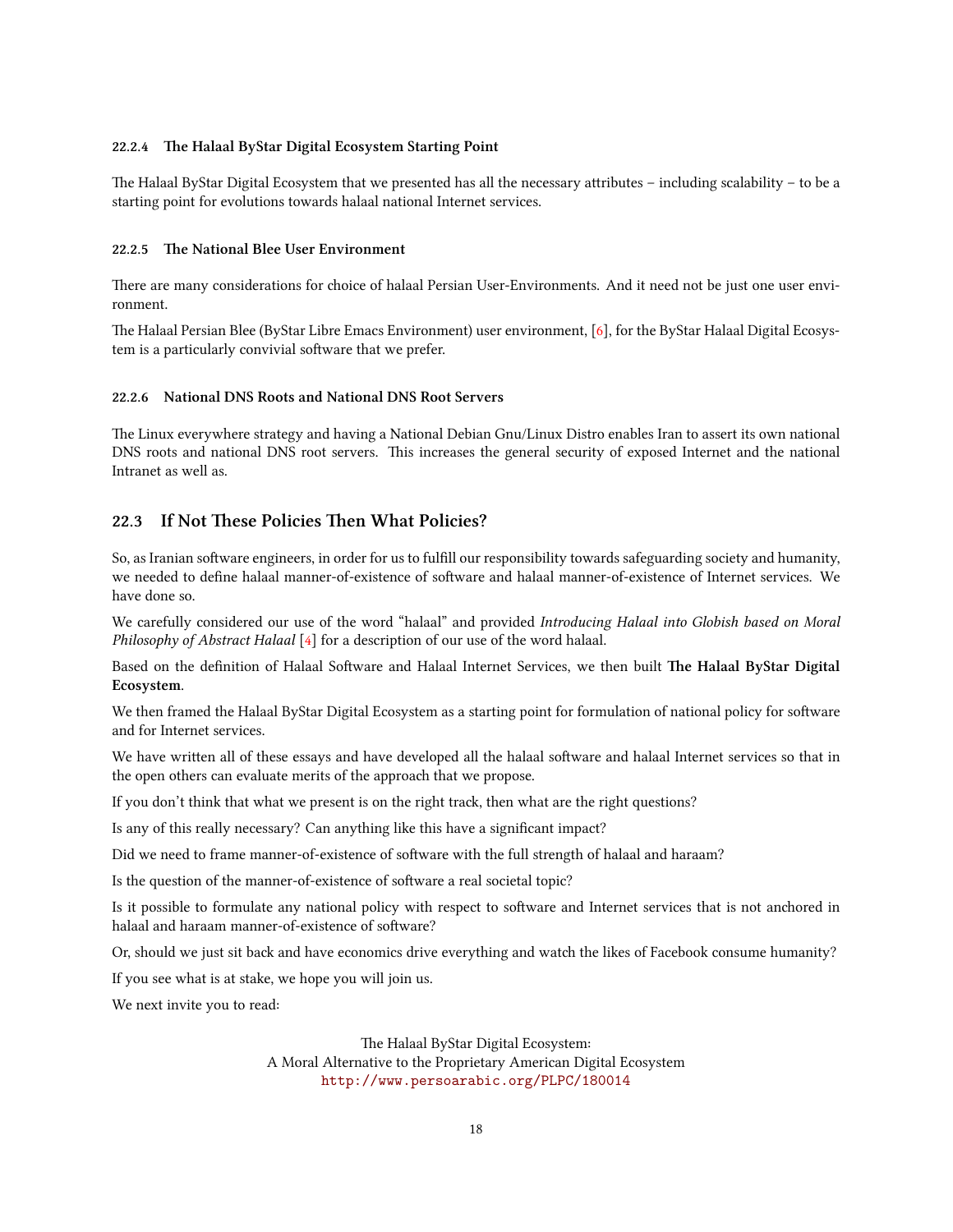#### 22.2.4 The Halaal ByStar Digital Ecosystem Starting Point

The Halaal ByStar Digital Ecosystem that we presented has all the necessary attributes – including scalability – to be a starting point for evolutions towards halaal national Internet services.

#### 22.2.5 The National Blee User Environment

There are many considerations for choice of halaal Persian User-Environments. And it need not be just one user environment.

The Halaal Persian Blee (ByStar Libre Emacs Environment) user environment, [6], for the ByStar Halaal Digital Ecosystem is a particularly convivial software that we prefer.

#### 22.2.6 National DNS Roots and National DNS Root Servers

The Linux everywhere strategy and having a National Debian Gnu/Linux Distro enables Iran to assert its own national DNS roots and national DNS root servers. This increases the general security of exposed Internet and the national Intranet as well as.

### 22.3 If Not These Policies Then What Policies?

So, as Iranian software engineers, in order for us to fulfill our responsibility towards safeguarding society and humanity, we needed to define halaal manner-of-existence of software and halaal manner-of-existence of Internet services. We have done so.

We carefully considered our use of the word "halaal" and provided *Introducing Halaal into Globish based on Moral Philosophy of Abstract Halaal* [4] for a description of our use of the word halaal.

Based on the definition of Halaal Software and Halaal Internet Services, we then built **The Halaal ByStar Digital Ecosystem**.

We then framed the Halaal ByStar Digital Ecosystem as a starting point for formulation of national policy for software and for Internet services.

We have written all of these essays and have developed all the halaal software and halaal Internet services so that in the open others can evaluate merits of the approach that we propose.

If you don't think that what we present is on the right track, then what are the right questions?

Is any of this really necessary? Can anything like this have a significant impact?

Did we need to frame manner-of-existence of software with the full strength of halaal and haraam?

Is the question of the manner-of-existence of software a real societal topic?

Is it possible to formulate any national policy with respect to software and Internet services that is not anchored in halaal and haraam manner-of-existence of software?

Or, should we just sit back and have economics drive everything and watch the likes of Facebook consume humanity?

If you see what is at stake, we hope you will join us.

We next invite you to read:

The Halaal ByStar Digital Ecosystem:
A Moral Alternative to the Proprietary American Digital Ecosystem
http://www.persoarabic.org/PLPC/180014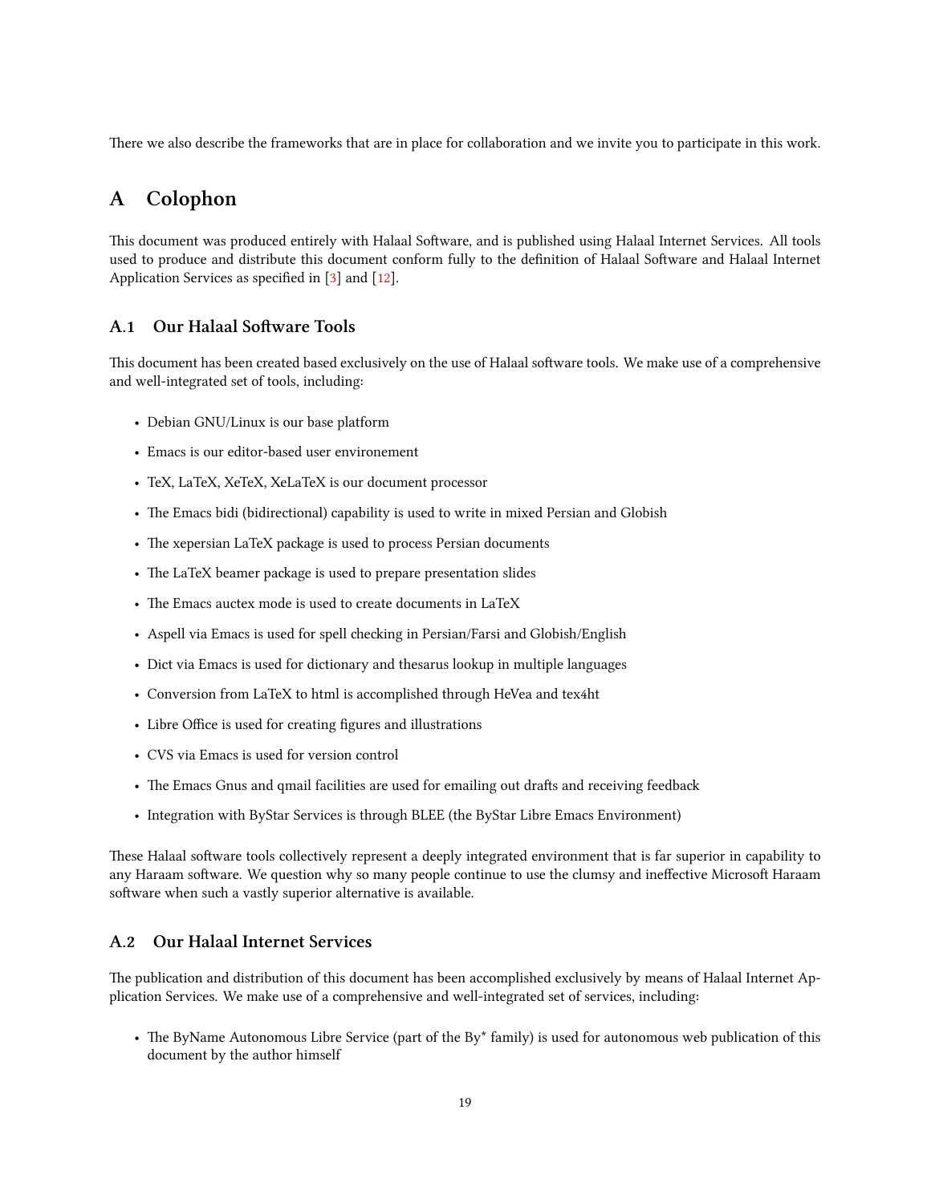There we also describe the frameworks that are in place for collaboration and we invite you to participate in this work.

# A Colophon

This document was produced entirely with Halaal Software, and is published using Halaal Internet Services. All tools used to produce and distribute this document conform fully to the definition of Halaal Software and Halaal Internet Application Services as specified in [3] and [12].

## A.1 Our Halaal Software Tools

This document has been created based exclusively on the use of Halaal software tools. We make use of a comprehensive and well-integrated set of tools, including:

- Debian GNU/Linux is our base platform
- Emacs is our editor-based user environement
- TeX, LaTeX, XeTeX, XeLaTeX is our document processor
- The Emacs bidi (bidirectional) capability is used to write in mixed Persian and Globish
- The xepersian LaTeX package is used to process Persian documents
- The LaTeX beamer package is used to prepare presentation slides
- The Emacs auctex mode is used to create documents in LaTeX
- Aspell via Emacs is used for spell checking in Persian/Farsi and Globish/English
- Dict via Emacs is used for dictionary and thesarus lookup in multiple languages
- Conversion from LaTeX to html is accomplished through HeVea and tex4ht
- Libre Office is used for creating figures and illustrations
- CVS via Emacs is used for version control
- The Emacs Gnus and qmail facilities are used for emailing out drafts and receiving feedback
- Integration with ByStar Services is through BLEE (the ByStar Libre Emacs Environment)

These Halaal software tools collectively represent a deeply integrated environment that is far superior in capability to any Haraam software. We question why so many people continue to use the clumsy and ineffective Microsoft Haraam software when such a vastly superior alternative is available.

## A.2 Our Halaal Internet Services

The publication and distribution of this document has been accomplished exclusively by means of Halaal Internet Application Services. We make use of a comprehensive and well-integrated set of services, including:

- The ByName Autonomous Libre Service (part of the By* family) is used for autonomous web publication of this document by the author himself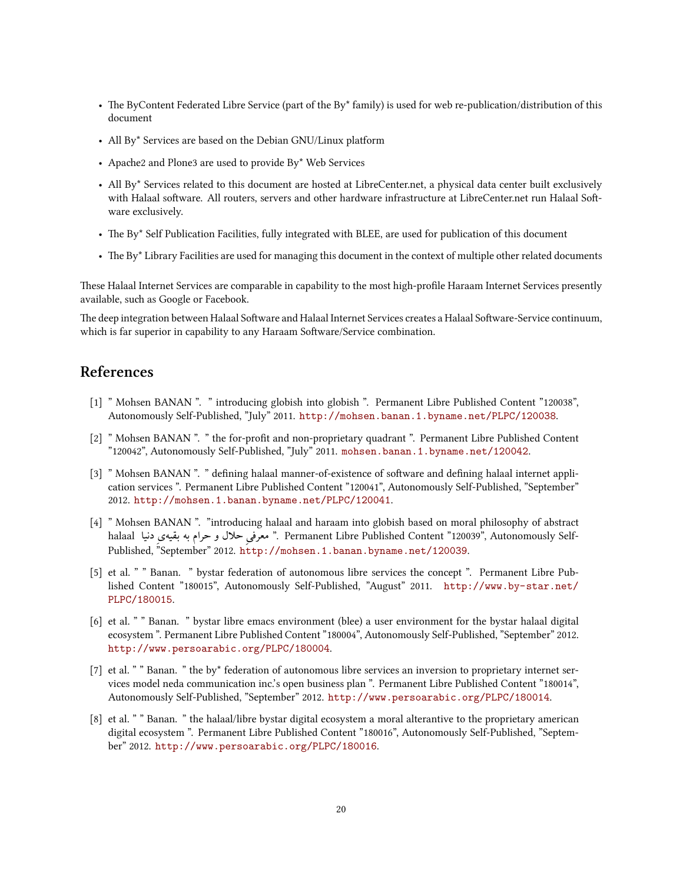- The ByContent Federated Libre Service (part of the By* family) is used for web re-publication/distribution of this document
- All By* Services are based on the Debian GNU/Linux platform
- Apache2 and Plone3 are used to provide By* Web Services
- All By* Services related to this document are hosted at LibreCenter.net, a physical data center built exclusively with Halaal software. All routers, servers and other hardware infrastructure at LibreCenter.net run Halaal Software exclusively.
- The By* Self Publication Facilities, fully integrated with BLEE, are used for publication of this document
- The By* Library Facilities are used for managing this document in the context of multiple other related documents

These Halaal Internet Services are comparable in capability to the most high-profile Haraam Internet Services presently available, such as Google or Facebook.

The deep integration between Halaal Software and Halaal Internet Services creates a Halaal Software-Service continuum, which is far superior in capability to any Haraam Software/Service combination.

## References

[1] " Mohsen BANAN ". " introducing globish into globish ". Permanent Libre Published Content "120038", Autonomously Self-Published, "July" 2011. http://mohsen.banan.1.byname.net/PLPC/120038.

[2] " Mohsen BANAN ". " the for-profit and non-proprietary quadrant ". Permanent Libre Published Content "120042", Autonomously Self-Published, "July" 2011. mohsen.banan.1.byname.net/120042.

[3] " Mohsen BANAN ". " defining halaal manner-of-existence of software and defining halaal internet application services ". Permanent Libre Published Content "120041", Autonomously Self-Published, "September" 2012. http://mohsen.1.banan.byname.net/PLPC/120041.

[4] " Mohsen BANAN ". "introducing halaal and haraam into globish based on moral philosophy of abstract halaal معرفیِ حلال و حرام به بقیه‌ی دنیا ". Permanent Libre Published Content "120039", Autonomously Self-Published, "September" 2012. http://mohsen.1.banan.byname.net/120039.

[5] et al. " " Banan. " bystar federation of autonomous libre services the concept ". Permanent Libre Published Content "180015", Autonomously Self-Published, "August" 2011. http://www.by-star.net/PLPC/180015.

[6] et al. " " Banan. " bystar libre emacs environment (blee) a user environment for the bystar halaal digital ecosystem ". Permanent Libre Published Content "180004", Autonomously Self-Published, "September" 2012. http://www.persoarabic.org/PLPC/180004.

[7] et al. " " Banan. " the by* federation of autonomous libre services an inversion to proprietary internet services model neda communication inc.'s open business plan ". Permanent Libre Published Content "180014", Autonomously Self-Published, "September" 2012. http://www.persoarabic.org/PLPC/180014.

[8] et al. " " Banan. " the halaal/libre bystar digital ecosystem a moral alterantive to the proprietary american digital ecosystem ". Permanent Libre Published Content "180016", Autonomously Self-Published, "September" 2012. http://www.persoarabic.org/PLPC/180016.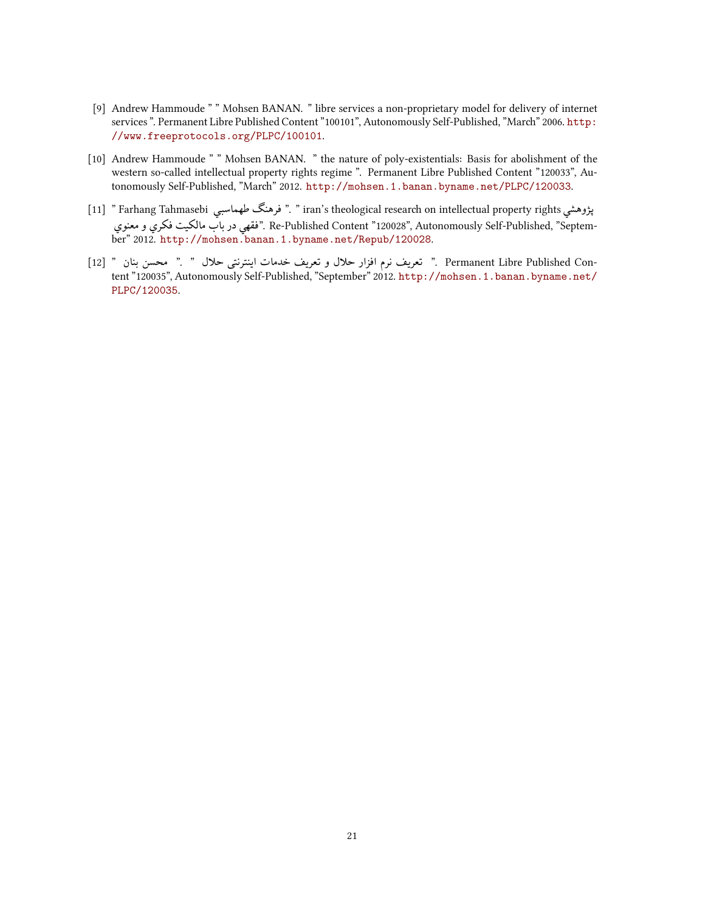[9] Andrew Hammoude " " Mohsen BANAN. " libre services a non-proprietary model for delivery of internet services ". Permanent Libre Published Content "100101", Autonomously Self-Published, "March" 2006. http://www.freeprotocols.org/PLPC/100101.

[10] Andrew Hammoude " " Mohsen BANAN. " the nature of poly-existentials: Basis for abolishment of the western so-called intellectual property rights regime ". Permanent Libre Published Content "120033", Autonomously Self-Published, "March" 2012. http://mohsen.1.banan.byname.net/PLPC/120033.

[11] " Farhang Tahmasebi فرهنگ طهماسبی ". " iran's theological research on intellectual property rights پژوهشي فقهي در باب مالكيت فكري و معنوي". Re-Published Content "120028", Autonomously Self-Published, "September" 2012. http://mohsen.banan.1.byname.net/Repub/120028.

[12] " محسن بنان ". " تعریف نرم افزار حلال و تعریف خدمات اینترنتی حلال ". Permanent Libre Published Content "120035", Autonomously Self-Published, "September" 2012. http://mohsen.1.banan.byname.net/PLPC/120035.